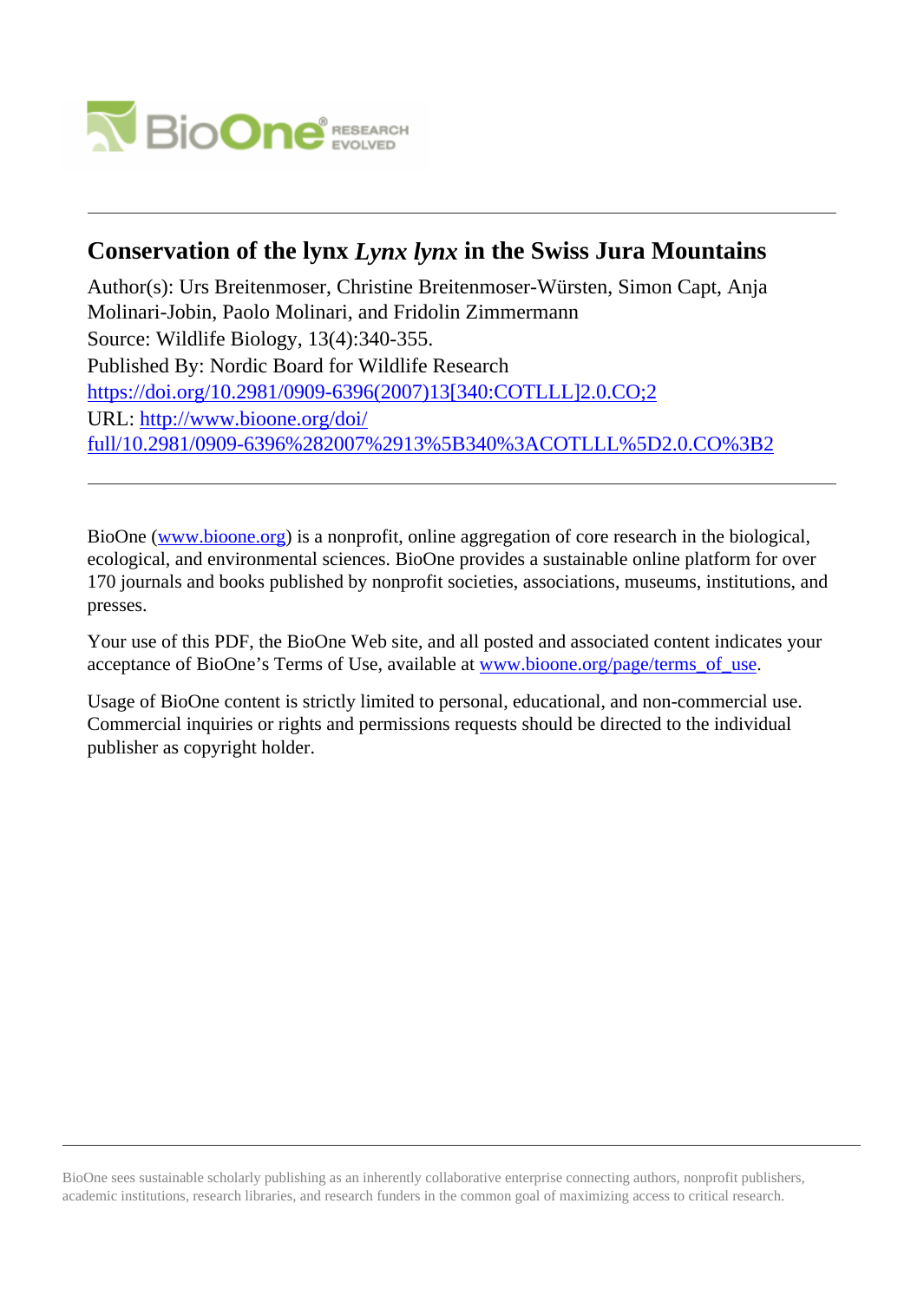# Conservation of the lynx *Lynx lynx* in the Swiss Jura Mountains

Author(s): Urs Breitenmoser, Christine Breitenmoser-Würsten, Simon Capt, Anja Molinari-Jobin, Paolo Molinari, and Fridolin Zimmermann

Source: Wildlife Biology, 13(4):340-355.

Published By: Nordic Board for Wildlife Research

https://doi.org/10.2981/0909-6396(2007)13[340:COTLLL]2.0.CO;2

URL: http://www.bioone.org/doi/full/10.2981/0909-6396%282007%2913%5B340%3ACOTLLL%5D2.0.CO%3B2

---

BioOne (www.bioone.org) is a nonprofit, online aggregation of core research in the biological, ecological, and environmental sciences. BioOne provides a sustainable online platform for over 170 journals and books published by nonprofit societies, associations, museums, institutions, and presses.

Your use of this PDF, the BioOne Web site, and all posted and associated content indicates your acceptance of BioOne's Terms of Use, available at www.bioone.org/page/terms_of_use.

Usage of BioOne content is strictly limited to personal, educational, and non-commercial use. Commercial inquiries or rights and permissions requests should be directed to the individual publisher as copyright holder.

---

BioOne sees sustainable scholarly publishing as an inherently collaborative enterprise connecting authors, nonprofit publishers, academic institutions, research libraries, and research funders in the common goal of maximizing access to critical research.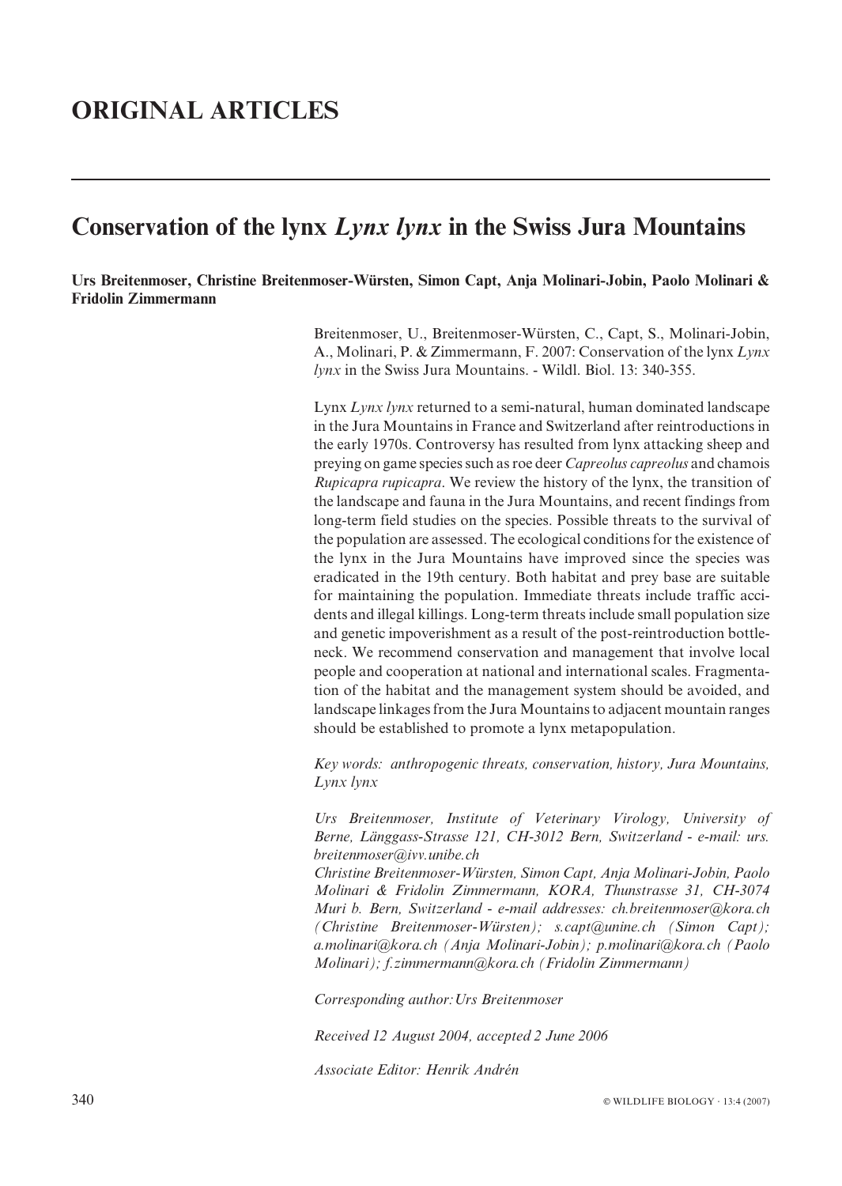# ORIGINAL ARTICLES

## Conservation of the lynx *Lynx lynx* in the Swiss Jura Mountains

**Urs Breitenmoser, Christine Breitenmoser-Würsten, Simon Capt, Anja Molinari-Jobin, Paolo Molinari & Fridolin Zimmermann**

Breitenmoser, U., Breitenmoser-Würsten, C., Capt, S., Molinari-Jobin, A., Molinari, P. & Zimmermann, F. 2007: Conservation of the lynx *Lynx lynx* in the Swiss Jura Mountains. - Wildl. Biol. 13: 340-355.

Lynx *Lynx lynx* returned to a semi-natural, human dominated landscape in the Jura Mountains in France and Switzerland after reintroductions in the early 1970s. Controversy has resulted from lynx attacking sheep and preying on game species such as roe deer *Capreolus capreolus* and chamois *Rupicapra rupicapra*. We review the history of the lynx, the transition of the landscape and fauna in the Jura Mountains, and recent findings from long-term field studies on the species. Possible threats to the survival of the population are assessed. The ecological conditions for the existence of the lynx in the Jura Mountains have improved since the species was eradicated in the 19th century. Both habitat and prey base are suitable for maintaining the population. Immediate threats include traffic accidents and illegal killings. Long-term threats include small population size and genetic impoverishment as a result of the post-reintroduction bottleneck. We recommend conservation and management that involve local people and cooperation at national and international scales. Fragmentation of the habitat and the management system should be avoided, and landscape linkages from the Jura Mountains to adjacent mountain ranges should be established to promote a lynx metapopulation.

*Key words: anthropogenic threats, conservation, history, Jura Mountains, Lynx lynx*

*Urs Breitenmoser, Institute of Veterinary Virology, University of Berne, Länggass-Strasse 121, CH-3012 Bern, Switzerland - e-mail: urs.breitenmoser@ivv.unibe.ch*

*Christine Breitenmoser-Würsten, Simon Capt, Anja Molinari-Jobin, Paolo Molinari & Fridolin Zimmermann, KORA, Thunstrasse 31, CH-3074 Muri b. Bern, Switzerland - e-mail addresses: ch.breitenmoser@kora.ch (Christine Breitenmoser-Würsten); s.capt@unine.ch (Simon Capt); a.molinari@kora.ch (Anja Molinari-Jobin); p.molinari@kora.ch (Paolo Molinari); f.zimmermann@kora.ch (Fridolin Zimmermann)*

*Corresponding author: Urs Breitenmoser*

*Received 12 August 2004, accepted 2 June 2006*

*Associate Editor: Henrik Andrén*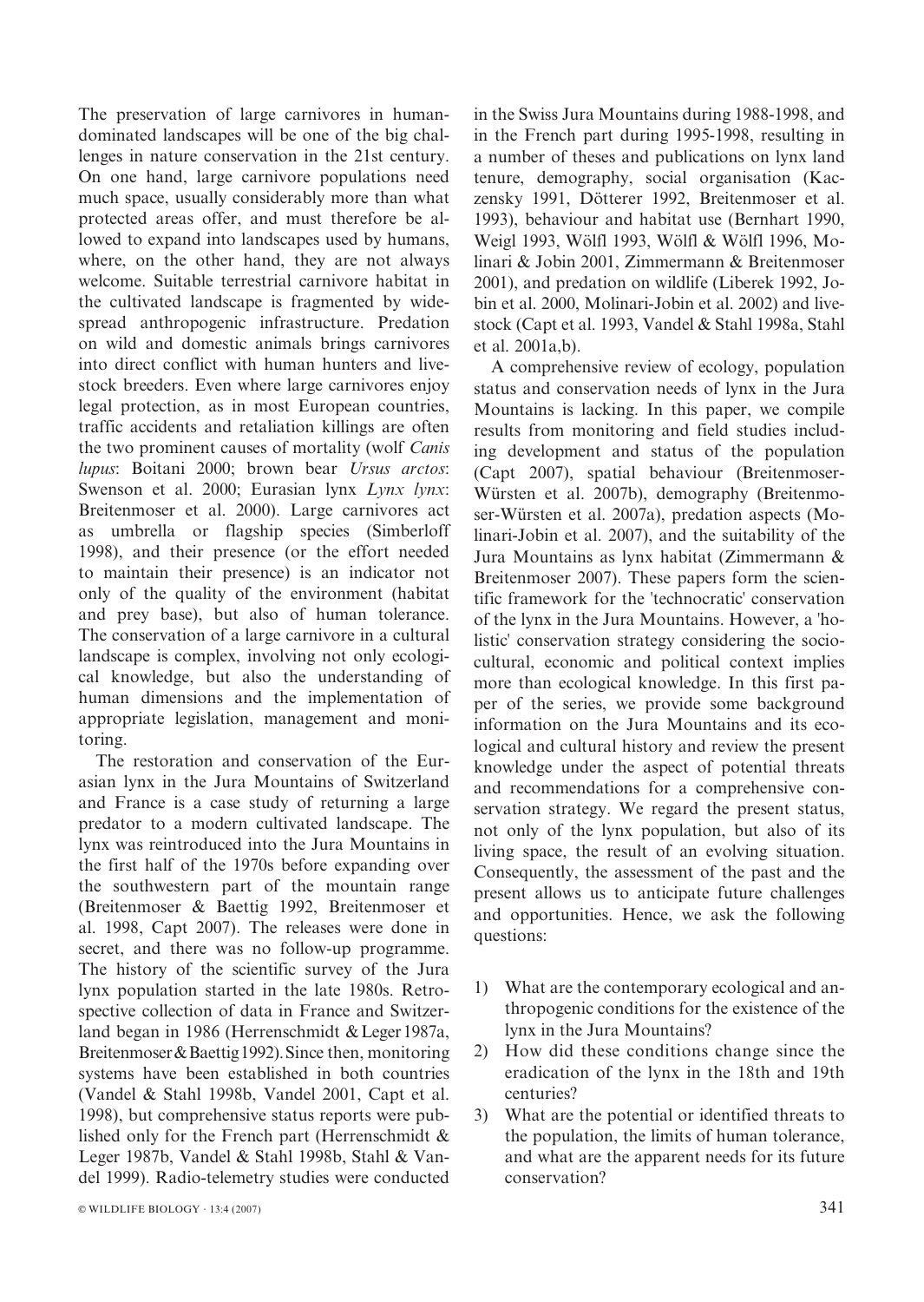The preservation of large carnivores in human-dominated landscapes will be one of the big challenges in nature conservation in the 21st century. On one hand, large carnivore populations need much space, usually considerably more than what protected areas offer, and must therefore be allowed to expand into landscapes used by humans, where, on the other hand, they are not always welcome. Suitable terrestrial carnivore habitat in the cultivated landscape is fragmented by widespread anthropogenic infrastructure. Predation on wild and domestic animals brings carnivores into direct conflict with human hunters and livestock breeders. Even where large carnivores enjoy legal protection, as in most European countries, traffic accidents and retaliation killings are often the two prominent causes of mortality (wolf *Canis lupus*: Boitani 2000; brown bear *Ursus arctos*: Swenson et al. 2000; Eurasian lynx *Lynx lynx*: Breitenmoser et al. 2000). Large carnivores act as umbrella or flagship species (Simberloff 1998), and their presence (or the effort needed to maintain their presence) is an indicator not only of the quality of the environment (habitat and prey base), but also of human tolerance. The conservation of a large carnivore in a cultural landscape is complex, involving not only ecological knowledge, but also the understanding of human dimensions and the implementation of appropriate legislation, management and monitoring.

The restoration and conservation of the Eurasian lynx in the Jura Mountains of Switzerland and France is a case study of returning a large predator to a modern cultivated landscape. The lynx was reintroduced into the Jura Mountains in the first half of the 1970s before expanding over the southwestern part of the mountain range (Breitenmoser & Baettig 1992, Breitenmoser et al. 1998, Capt 2007). The releases were done in secret, and there was no follow-up programme. The history of the scientific survey of the Jura lynx population started in the late 1980s. Retrospective collection of data in France and Switzerland began in 1986 (Herrenschmidt & Leger 1987a, Breitenmoser & Baettig 1992). Since then, monitoring systems have been established in both countries (Vandel & Stahl 1998b, Vandel 2001, Capt et al. 1998), but comprehensive status reports were published only for the French part (Herrenschmidt & Leger 1987b, Vandel & Stahl 1998b, Stahl & Vandel 1999). Radio-telemetry studies were conducted in the Swiss Jura Mountains during 1988-1998, and in the French part during 1995-1998, resulting in a number of theses and publications on lynx land tenure, demography, social organisation (Kaczensky 1991, Dötterer 1992, Breitenmoser et al. 1993), behaviour and habitat use (Bernhart 1990, Weigl 1993, Wölfl 1993, Wölfl & Wölfl 1996, Molinari & Jobin 2001, Zimmermann & Breitenmoser 2001), and predation on wildlife (Liberek 1992, Jobin et al. 2000, Molinari-Jobin et al. 2002) and livestock (Capt et al. 1993, Vandel & Stahl 1998a, Stahl et al. 2001a,b).

A comprehensive review of ecology, population status and conservation needs of lynx in the Jura Mountains is lacking. In this paper, we compile results from monitoring and field studies including development and status of the population (Capt 2007), spatial behaviour (Breitenmoser-Würsten et al. 2007b), demography (Breitenmoser-Würsten et al. 2007a), predation aspects (Molinari-Jobin et al. 2007), and the suitability of the Jura Mountains as lynx habitat (Zimmermann & Breitenmoser 2007). These papers form the scientific framework for the 'technocratic' conservation of the lynx in the Jura Mountains. However, a 'holistic' conservation strategy considering the socio-cultural, economic and political context implies more than ecological knowledge. In this first paper of the series, we provide some background information on the Jura Mountains and its ecological and cultural history and review the present knowledge under the aspect of potential threats and recommendations for a comprehensive conservation strategy. We regard the present status, not only of the lynx population, but also of its living space, the result of an evolving situation. Consequently, the assessment of the past and the present allows us to anticipate future challenges and opportunities. Hence, we ask the following questions:

1) What are the contemporary ecological and anthropogenic conditions for the existence of the lynx in the Jura Mountains?
2) How did these conditions change since the eradication of the lynx in the 18th and 19th centuries?
3) What are the potential or identified threats to the population, the limits of human tolerance, and what are the apparent needs for its future conservation?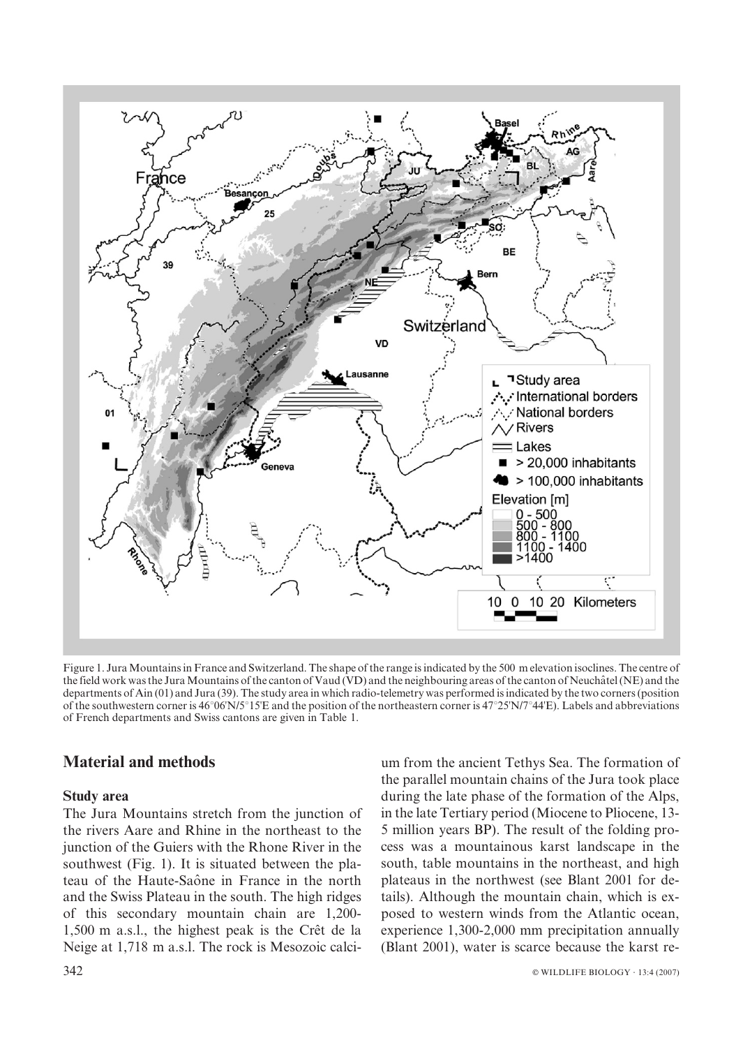Figure 1. Jura Mountains in France and Switzerland. The shape of the range is indicated by the 500 m elevation isoclines. The centre of the field work was the Jura Mountains of the canton of Vaud (VD) and the neighbouring areas of the canton of Neuchâtel (NE) and the departments of Ain (01) and Jura (39). The study area in which radio-telemetry was performed is indicated by the two corners (position of the southwestern corner is 46°06'N/5°15'E and the position of the northeastern corner is 47°25'N/7°44'E). Labels and abbreviations of French departments and Swiss cantons are given in Table 1.

## Material and methods

### Study area

The Jura Mountains stretch from the junction of the rivers Aare and Rhine in the northeast to the junction of the Guiers with the Rhone River in the southwest (Fig. 1). It is situated between the plateau of the Haute-Saône in France in the north and the Swiss Plateau in the south. The high ridges of this secondary mountain chain are 1,200-1,500 m a.s.l., the highest peak is the Crêt de la Neige at 1,718 m a.s.l. The rock is Mesozoic calcium from the ancient Tethys Sea. The formation of the parallel mountain chains of the Jura took place during the late phase of the formation of the Alps, in the late Tertiary period (Miocene to Pliocene, 13-5 million years BP). The result of the folding process was a mountainous karst landscape in the south, table mountains in the northeast, and high plateaus in the northwest (see Blant 2001 for details). Although the mountain chain, which is exposed to western winds from the Atlantic ocean, experience 1,300-2,000 mm precipitation annually (Blant 2001), water is scarce because the karst re-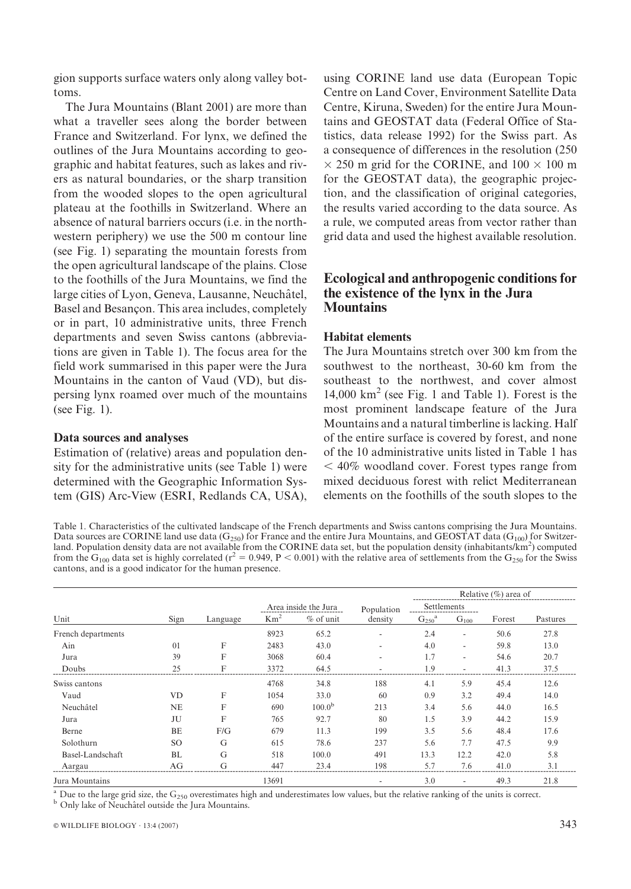gion supports surface waters only along valley bottoms.

The Jura Mountains (Blant 2001) are more than what a traveller sees along the border between France and Switzerland. For lynx, we defined the outlines of the Jura Mountains according to geographic and habitat features, such as lakes and rivers as natural boundaries, or the sharp transition from the wooded slopes to the open agricultural plateau at the foothills in Switzerland. Where an absence of natural barriers occurs (i.e. in the northwestern periphery) we use the 500 m contour line (see Fig. 1) separating the mountain forests from the open agricultural landscape of the plains. Close to the foothills of the Jura Mountains, we find the large cities of Lyon, Geneva, Lausanne, Neuchâtel, Basel and Besançon. This area includes, completely or in part, 10 administrative units, three French departments and seven Swiss cantons (abbreviations are given in Table 1). The focus area for the field work summarised in this paper were the Jura Mountains in the canton of Vaud (VD), but dispersing lynx roamed over much of the mountains (see Fig. 1).

### Data sources and analyses

Estimation of (relative) areas and population density for the administrative units (see Table 1) were determined with the Geographic Information System (GIS) Arc-View (ESRI, Redlands CA, USA), using CORINE land use data (European Topic Centre on Land Cover, Environment Satellite Data Centre, Kiruna, Sweden) for the entire Jura Mountains and GEOSTAT data (Federal Office of Statistics, data release 1992) for the Swiss part. As a consequence of differences in the resolution (250 × 250 m grid for the CORINE, and 100 × 100 m for the GEOSTAT data), the geographic projection, and the classification of original categories, the results varied according to the data source. As a rule, we computed areas from vector rather than grid data and used the highest available resolution.

## Ecological and anthropogenic conditions for the existence of the lynx in the Jura Mountains

### Habitat elements

The Jura Mountains stretch over 300 km from the southwest to the northeast, 30-60 km from the southeast to the northwest, and cover almost 14,000 km$^2$ (see Fig. 1 and Table 1). Forest is the most prominent landscape feature of the Jura Mountains and a natural timberline is lacking. Half of the entire surface is covered by forest, and none of the 10 administrative units listed in Table 1 has < 40% woodland cover. Forest types range from mixed deciduous forest with relict Mediterranean elements on the foothills of the south slopes to the

Table 1. Characteristics of the cultivated landscape of the French departments and Swiss cantons comprising the Jura Mountains. Data sources are CORINE land use data ($G_{250}$) for France and the entire Jura Mountains, and GEOSTAT data ($G_{100}$) for Switzerland. Population density data are not available from the CORINE data set, but the population density (inhabitants/km$^2$) computed from the $G_{100}$ data set is highly correlated ($r^2 = 0.949$, $P < 0.001$) with the relative area of settlements from the $G_{250}$ for the Swiss cantons, and is a good indicator for the human presence.

| | | | Area inside the Jura | | Population | Relative (%) area of | | | |
|---|---|---|---|---|---|---|---|---|---|
| | | | | | | Settlements | | | |
| Unit | Sign | Language | Km$^2$ | % of unit | density | $G_{250}$[a] | $G_{100}$ | Forest | Pastures |
| French departments | | | 8923 | 65.2 | - | 2.4 | - | 50.6 | 27.8 |
| Ain | 01 | F | 2483 | 43.0 | - | 4.0 | - | 59.8 | 13.0 |
| Jura | 39 | F | 3068 | 60.4 | - | 1.7 | - | 54.6 | 20.7 |
| Doubs | 25 | F | 3372 | 64.5 | - | 1.9 | - | 41.3 | 37.5 |
| Swiss cantons | | | 4768 | 34.8 | 188 | 4.1 | 5.9 | 45.4 | 12.6 |
| Vaud | VD | F | 1054 | 33.0 | 60 | 0.9 | 3.2 | 49.4 | 14.0 |
| Neuchâtel | NE | F | 690 | 100.0[b] | 213 | 3.4 | 5.6 | 44.0 | 16.5 |
| Jura | JU | F | 765 | 92.7 | 80 | 1.5 | 3.9 | 44.2 | 15.9 |
| Berne | BE | F/G | 679 | 11.3 | 199 | 3.5 | 5.6 | 48.4 | 17.6 |
| Solothurn | SO | G | 615 | 78.6 | 237 | 5.6 | 7.7 | 47.5 | 9.9 |
| Basel-Landschaft | BL | G | 518 | 100.0 | 491 | 13.3 | 12.2 | 42.0 | 5.8 |
| Aargau | AG | G | 447 | 23.4 | 198 | 5.7 | 7.6 | 41.0 | 3.1 |
| Jura Mountains | | | 13691 | | - | 3.0 | - | 49.3 | 21.8 |

[a] Due to the large grid size, the $G_{250}$ overestimates high and underestimates low values, but the relative ranking of the units is correct.
[b] Only lake of Neuchâtel outside the Jura Mountains.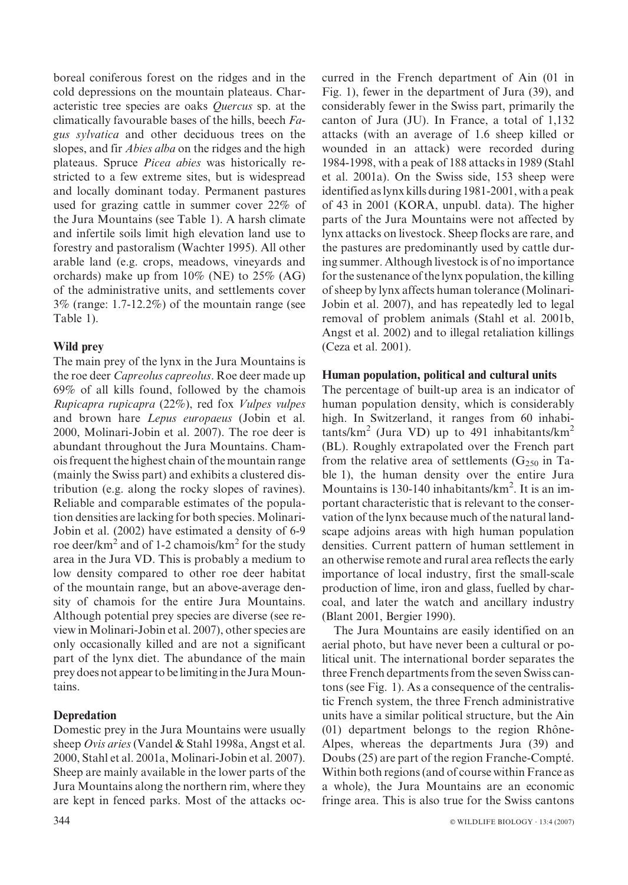boreal coniferous forest on the ridges and in the cold depressions on the mountain plateaus. Characteristic tree species are oaks *Quercus* sp. at the climatically favourable bases of the hills, beech *Fagus sylvatica* and other deciduous trees on the slopes, and fir *Abies alba* on the ridges and the high plateaus. Spruce *Picea abies* was historically restricted to a few extreme sites, but is widespread and locally dominant today. Permanent pastures used for grazing cattle in summer cover 22% of the Jura Mountains (see Table 1). A harsh climate and infertile soils limit high elevation land use to forestry and pastoralism (Wachter 1995). All other arable land (e.g. crops, meadows, vineyards and orchards) make up from 10% (NE) to 25% (AG) of the administrative units, and settlements cover 3% (range: 1.7-12.2%) of the mountain range (see Table 1).

### Wild prey

The main prey of the lynx in the Jura Mountains is the roe deer *Capreolus capreolus*. Roe deer made up 69% of all kills found, followed by the chamois *Rupicapra rupicapra* (22%), red fox *Vulpes vulpes* and brown hare *Lepus europaeus* (Jobin et al. 2000, Molinari-Jobin et al. 2007). The roe deer is abundant throughout the Jura Mountains. Chamois frequent the highest chain of the mountain range (mainly the Swiss part) and exhibits a clustered distribution (e.g. along the rocky slopes of ravines). Reliable and comparable estimates of the population densities are lacking for both species. Molinari-Jobin et al. (2002) have estimated a density of 6-9 roe deer/km$^2$ and of 1-2 chamois/km$^2$ for the study area in the Jura VD. This is probably a medium to low density compared to other roe deer habitat of the mountain range, but an above-average density of chamois for the entire Jura Mountains. Although potential prey species are diverse (see review in Molinari-Jobin et al. 2007), other species are only occasionally killed and are not a significant part of the lynx diet. The abundance of the main prey does not appear to be limiting in the Jura Mountains.

### Depredation

Domestic prey in the Jura Mountains were usually sheep *Ovis aries* (Vandel & Stahl 1998a, Angst et al. 2000, Stahl et al. 2001a, Molinari-Jobin et al. 2007). Sheep are mainly available in the lower parts of the Jura Mountains along the northern rim, where they are kept in fenced parks. Most of the attacks occurred in the French department of Ain (01 in Fig. 1), fewer in the department of Jura (39), and considerably fewer in the Swiss part, primarily the canton of Jura (JU). In France, a total of 1,132 attacks (with an average of 1.6 sheep killed or wounded in an attack) were recorded during 1984-1998, with a peak of 188 attacks in 1989 (Stahl et al. 2001a). On the Swiss side, 153 sheep were identified as lynx kills during 1981-2001, with a peak of 43 in 2001 (KORA, unpubl. data). The higher parts of the Jura Mountains were not affected by lynx attacks on livestock. Sheep flocks are rare, and the pastures are predominantly used by cattle during summer. Although livestock is of no importance for the sustenance of the lynx population, the killing of sheep by lynx affects human tolerance (Molinari-Jobin et al. 2007), and has repeatedly led to legal removal of problem animals (Stahl et al. 2001b, Angst et al. 2002) and to illegal retaliation killings (Ceza et al. 2001).

### Human population, political and cultural units

The percentage of built-up area is an indicator of human population density, which is considerably high. In Switzerland, it ranges from 60 inhabitants/km$^2$ (Jura VD) up to 491 inhabitants/km$^2$ (BL). Roughly extrapolated over the French part from the relative area of settlements ($G_{250}$ in Table 1), the human density over the entire Jura Mountains is 130-140 inhabitants/km$^2$. It is an important characteristic that is relevant to the conservation of the lynx because much of the natural landscape adjoins areas with high human population densities. Current pattern of human settlement in an otherwise remote and rural area reflects the early importance of local industry, first the small-scale production of lime, iron and glass, fuelled by charcoal, and later the watch and ancillary industry (Blant 2001, Bergier 1990).

The Jura Mountains are easily identified on an aerial photo, but have never been a cultural or political unit. The international border separates the three French departments from the seven Swiss cantons (see Fig. 1). As a consequence of the centralistic French system, the three French administrative units have a similar political structure, but the Ain (01) department belongs to the region Rhône-Alpes, whereas the departments Jura (39) and Doubs (25) are part of the region Franche-Compté. Within both regions (and of course within France as a whole), the Jura Mountains are an economic fringe area. This is also true for the Swiss cantons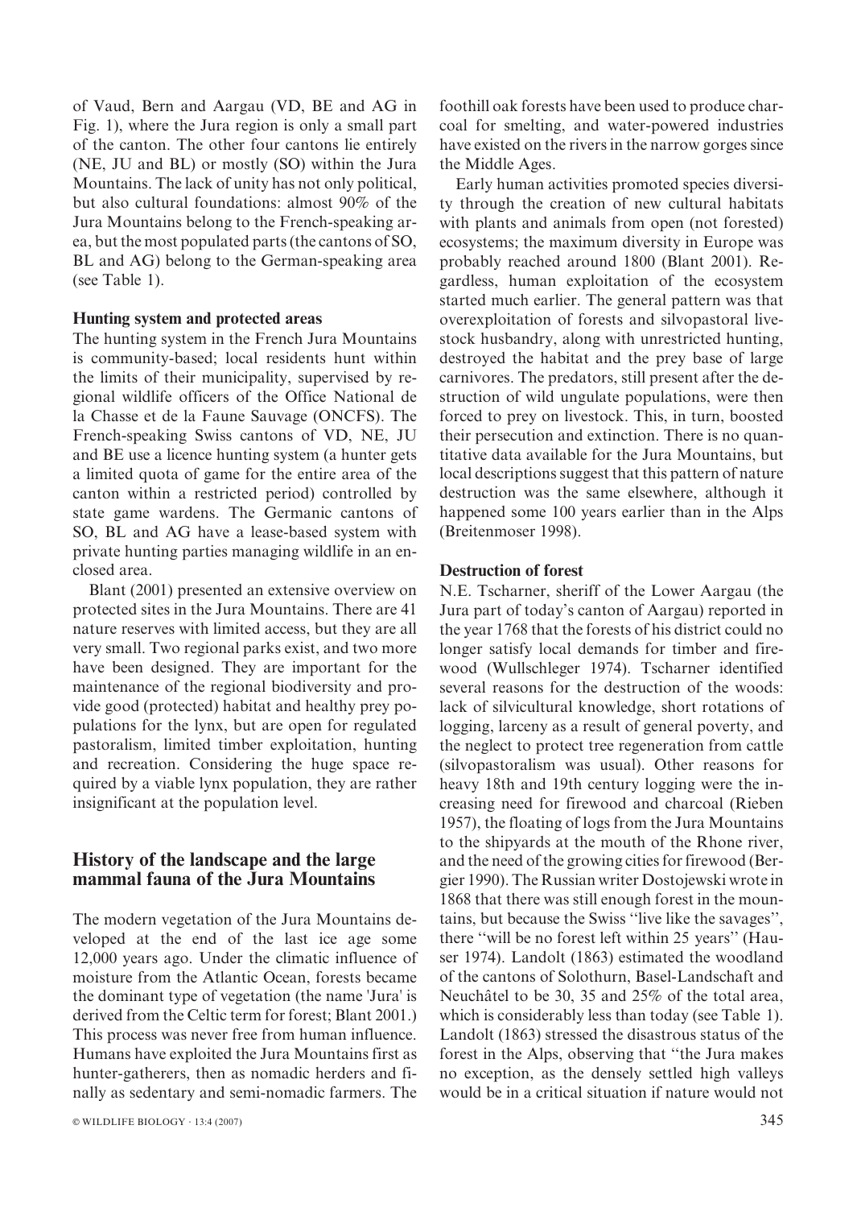of Vaud, Bern and Aargau (VD, BE and AG in Fig. 1), where the Jura region is only a small part of the canton. The other four cantons lie entirely (NE, JU and BL) or mostly (SO) within the Jura Mountains. The lack of unity has not only political, but also cultural foundations: almost 90% of the Jura Mountains belong to the French-speaking area, but the most populated parts (the cantons of SO, BL and AG) belong to the German-speaking area (see Table 1).

### Hunting system and protected areas

The hunting system in the French Jura Mountains is community-based; local residents hunt within the limits of their municipality, supervised by regional wildlife officers of the Office National de la Chasse et de la Faune Sauvage (ONCFS). The French-speaking Swiss cantons of VD, NE, JU and BE use a licence hunting system (a hunter gets a limited quota of game for the entire area of the canton within a restricted period) controlled by state game wardens. The Germanic cantons of SO, BL and AG have a lease-based system with private hunting parties managing wildlife in an enclosed area.

Blant (2001) presented an extensive overview on protected sites in the Jura Mountains. There are 41 nature reserves with limited access, but they are all very small. Two regional parks exist, and two more have been designed. They are important for the maintenance of the regional biodiversity and provide good (protected) habitat and healthy prey populations for the lynx, but are open for regulated pastoralism, limited timber exploitation, hunting and recreation. Considering the huge space required by a viable lynx population, they are rather insignificant at the population level.

## History of the landscape and the large mammal fauna of the Jura Mountains

The modern vegetation of the Jura Mountains developed at the end of the last ice age some 12,000 years ago. Under the climatic influence of moisture from the Atlantic Ocean, forests became the dominant type of vegetation (the name 'Jura' is derived from the Celtic term for forest; Blant 2001.) This process was never free from human influence. Humans have exploited the Jura Mountains first as hunter-gatherers, then as nomadic herders and finally as sedentary and semi-nomadic farmers. The foothill oak forests have been used to produce charcoal for smelting, and water-powered industries have existed on the rivers in the narrow gorges since the Middle Ages.

Early human activities promoted species diversity through the creation of new cultural habitats with plants and animals from open (not forested) ecosystems; the maximum diversity in Europe was probably reached around 1800 (Blant 2001). Regardless, human exploitation of the ecosystem started much earlier. The general pattern was that overexploitation of forests and silvopastoral livestock husbandry, along with unrestricted hunting, destroyed the habitat and the prey base of large carnivores. The predators, still present after the destruction of wild ungulate populations, were then forced to prey on livestock. This, in turn, boosted their persecution and extinction. There is no quantitative data available for the Jura Mountains, but local descriptions suggest that this pattern of nature destruction was the same elsewhere, although it happened some 100 years earlier than in the Alps (Breitenmoser 1998).

### Destruction of forest

N.E. Tscharner, sheriff of the Lower Aargau (the Jura part of today's canton of Aargau) reported in the year 1768 that the forests of his district could no longer satisfy local demands for timber and firewood (Wullschleger 1974). Tscharner identified several reasons for the destruction of the woods: lack of silvicultural knowledge, short rotations of logging, larceny as a result of general poverty, and the neglect to protect tree regeneration from cattle (silvopastoralism was usual). Other reasons for heavy 18th and 19th century logging were the increasing need for firewood and charcoal (Rieben 1957), the floating of logs from the Jura Mountains to the shipyards at the mouth of the Rhone river, and the need of the growing cities for firewood (Bergier 1990). The Russian writer Dostojewski wrote in 1868 that there was still enough forest in the mountains, but because the Swiss "live like the savages", there "will be no forest left within 25 years" (Hauser 1974). Landolt (1863) estimated the woodland of the cantons of Solothurn, Basel-Landschaft and Neuchâtel to be 30, 35 and 25% of the total area, which is considerably less than today (see Table 1). Landolt (1863) stressed the disastrous status of the forest in the Alps, observing that "the Jura makes no exception, as the densely settled high valleys would be in a critical situation if nature would not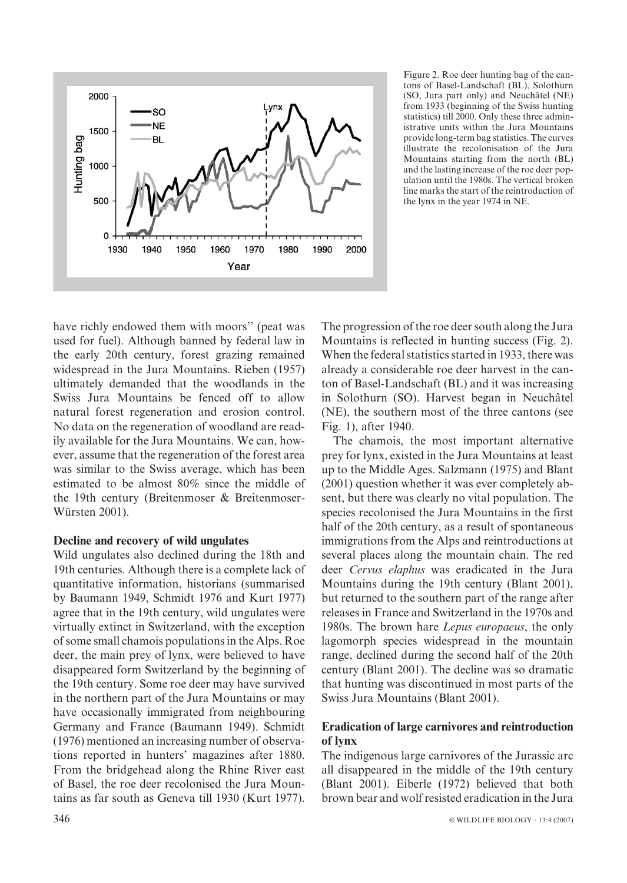Figure 2. Roe deer hunting bag of the cantons of Basel-Landschaft (BL), Solothurn (SO, Jura part only) and Neuchâtel (NE) from 1933 (beginning of the Swiss hunting statistics) till 2000. Only these three administrative units within the Jura Mountains provide long-term bag statistics. The curves illustrate the recolonisation of the Jura Mountains starting from the north (BL) and the lasting increase of the roe deer population until the 1980s. The vertical broken line marks the start of the reintroduction of the lynx in the year 1974 in NE.

have richly endowed them with moors'' (peat was used for fuel). Although banned by federal law in the early 20th century, forest grazing remained widespread in the Jura Mountains. Rieben (1957) ultimately demanded that the woodlands in the Swiss Jura Mountains be fenced off to allow natural forest regeneration and erosion control. No data on the regeneration of woodland are readily available for the Jura Mountains. We can, however, assume that the regeneration of the forest area was similar to the Swiss average, which has been estimated to be almost 80% since the middle of the 19th century (Breitenmoser & Breitenmoser-Würsten 2001).

### Decline and recovery of wild ungulates

Wild ungulates also declined during the 18th and 19th centuries. Although there is a complete lack of quantitative information, historians (summarised by Baumann 1949, Schmidt 1976 and Kurt 1977) agree that in the 19th century, wild ungulates were virtually extinct in Switzerland, with the exception of some small chamois populations in the Alps. Roe deer, the main prey of lynx, were believed to have disappeared form Switzerland by the beginning of the 19th century. Some roe deer may have survived in the northern part of the Jura Mountains or may have occasionally immigrated from neighbouring Germany and France (Baumann 1949). Schmidt (1976) mentioned an increasing number of observations reported in hunters' magazines after 1880. From the bridgehead along the Rhine River east of Basel, the roe deer recolonised the Jura Mountains as far south as Geneva till 1930 (Kurt 1977). The progression of the roe deer south along the Jura Mountains is reflected in hunting success (Fig. 2). When the federal statistics started in 1933, there was already a considerable roe deer harvest in the canton of Basel-Landschaft (BL) and it was increasing in Solothurn (SO). Harvest began in Neuchâtel (NE), the southern most of the three cantons (see Fig. 1), after 1940.

The chamois, the most important alternative prey for lynx, existed in the Jura Mountains at least up to the Middle Ages. Salzmann (1975) and Blant (2001) question whether it was ever completely absent, but there was clearly no vital population. The species recolonised the Jura Mountains in the first half of the 20th century, as a result of spontaneous immigrations from the Alps and reintroductions at several places along the mountain chain. The red deer *Cervus elaphus* was eradicated in the Jura Mountains during the 19th century (Blant 2001), but returned to the southern part of the range after releases in France and Switzerland in the 1970s and 1980s. The brown hare *Lepus europaeus*, the only lagomorph species widespread in the mountain range, declined during the second half of the 20th century (Blant 2001). The decline was so dramatic that hunting was discontinued in most parts of the Swiss Jura Mountains (Blant 2001).

### Eradication of large carnivores and reintroduction of lynx

The indigenous large carnivores of the Jurassic arc all disappeared in the middle of the 19th century (Blant 2001). Eiberle (1972) believed that both brown bear and wolf resisted eradication in the Jura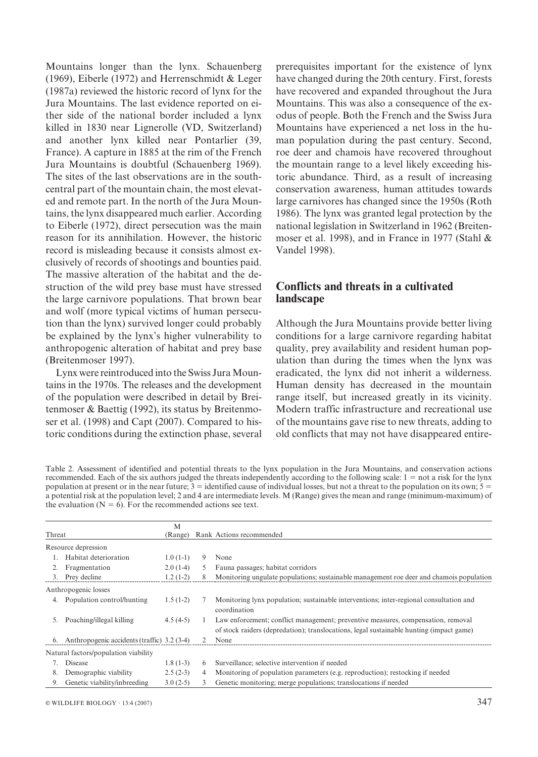Mountains longer than the lynx. Schauenberg (1969), Eiberle (1972) and Herrenschmidt & Leger (1987a) reviewed the historic record of lynx for the Jura Mountains. The last evidence reported on either side of the national border included a lynx killed in 1830 near Lignerolle (VD, Switzerland) and another lynx killed near Pontarlier (39, France). A capture in 1885 at the rim of the French Jura Mountains is doubtful (Schauenberg 1969). The sites of the last observations are in the south-central part of the mountain chain, the most elevated and remote part. In the north of the Jura Mountains, the lynx disappeared much earlier. According to Eiberle (1972), direct persecution was the main reason for its annihilation. However, the historic record is misleading because it consists almost exclusively of records of shootings and bounties paid. The massive alteration of the habitat and the destruction of the wild prey base must have stressed the large carnivore populations. That brown bear and wolf (more typical victims of human persecution than the lynx) survived longer could probably be explained by the lynx's higher vulnerability to anthropogenic alteration of habitat and prey base (Breitenmoser 1997).

Lynx were reintroduced into the Swiss Jura Mountains in the 1970s. The releases and the development of the population were described in detail by Breitenmoser & Baettig (1992), its status by Breitenmoser et al. (1998) and Capt (2007). Compared to historic conditions during the extinction phase, several prerequisites important for the existence of lynx have changed during the 20th century. First, forests have recovered and expanded throughout the Jura Mountains. This was also a consequence of the exodus of people. Both the French and the Swiss Jura Mountains have experienced a net loss in the human population during the past century. Second, roe deer and chamois have recovered throughout the mountain range to a level likely exceeding historic abundance. Third, as a result of increasing conservation awareness, human attitudes towards large carnivores has changed since the 1950s (Roth 1986). The lynx was granted legal protection by the national legislation in Switzerland in 1962 (Breitenmoser et al. 1998), and in France in 1977 (Stahl & Vandel 1998).

## Conflicts and threats in a cultivated landscape

Although the Jura Mountains provide better living conditions for a large carnivore regarding habitat quality, prey availability and resident human population than during the times when the lynx was eradicated, the lynx did not inherit a wilderness. Human density has decreased in the mountain range itself, but increased greatly in its vicinity. Modern traffic infrastructure and recreational use of the mountains gave rise to new threats, adding to old conflicts that may not have disappeared entire-

Table 2. Assessment of identified and potential threats to the lynx population in the Jura Mountains, and conservation actions recommended. Each of the six authors judged the threats independently according to the following scale: 1 = not a risk for the lynx population at present or in the near future; 3 = identified cause of individual losses, but not a threat to the population on its own; 5 = a potential risk at the population level; 2 and 4 are intermediate levels. M (Range) gives the mean and range (minimum-maximum) of the evaluation (N = 6). For the recommended actions see text.

| Threat | M (Range) | Rank | Actions recommended |
|---|---|---|---|
| **Resource depression** | | | |
| 1. Habitat deterioration | 1.0 (1-1) | 9 | None |
| 2. Fragmentation | 2.0 (1-4) | 5 | Fauna passages; habitat corridors |
| 3. Prey decline | 1.2 (1-2) | 8 | Monitoring ungulate populations; sustainable management roe deer and chamois population |
| **Anthropogenic losses** | | | |
| 4. Population control/hunting | 1.5 (1-2) | 7 | Monitoring lynx population; sustainable interventions; inter-regional consultation and coordination |
| 5. Poaching/illegal killing | 4.5 (4-5) | 1 | Law enforcement; conflict management; preventive measures, compensation, removal of stock raiders (depredation); translocations, legal sustainable hunting (impact game) |
| 6. Anthropogenic accidents (traffic) | 3.2 (3-4) | 2 | None |
| **Natural factors/population viability** | | | |
| 7. Disease | 1.8 (1-3) | 6 | Surveillance; selective intervention if needed |
| 8. Demographic viability | 2.5 (2-3) | 4 | Monitoring of population parameters (e.g. reproduction); restocking if needed |
| 9. Genetic viability/inbreeding | 3.0 (2-5) | 3 | Genetic monitoring; merge populations; translocations if needed |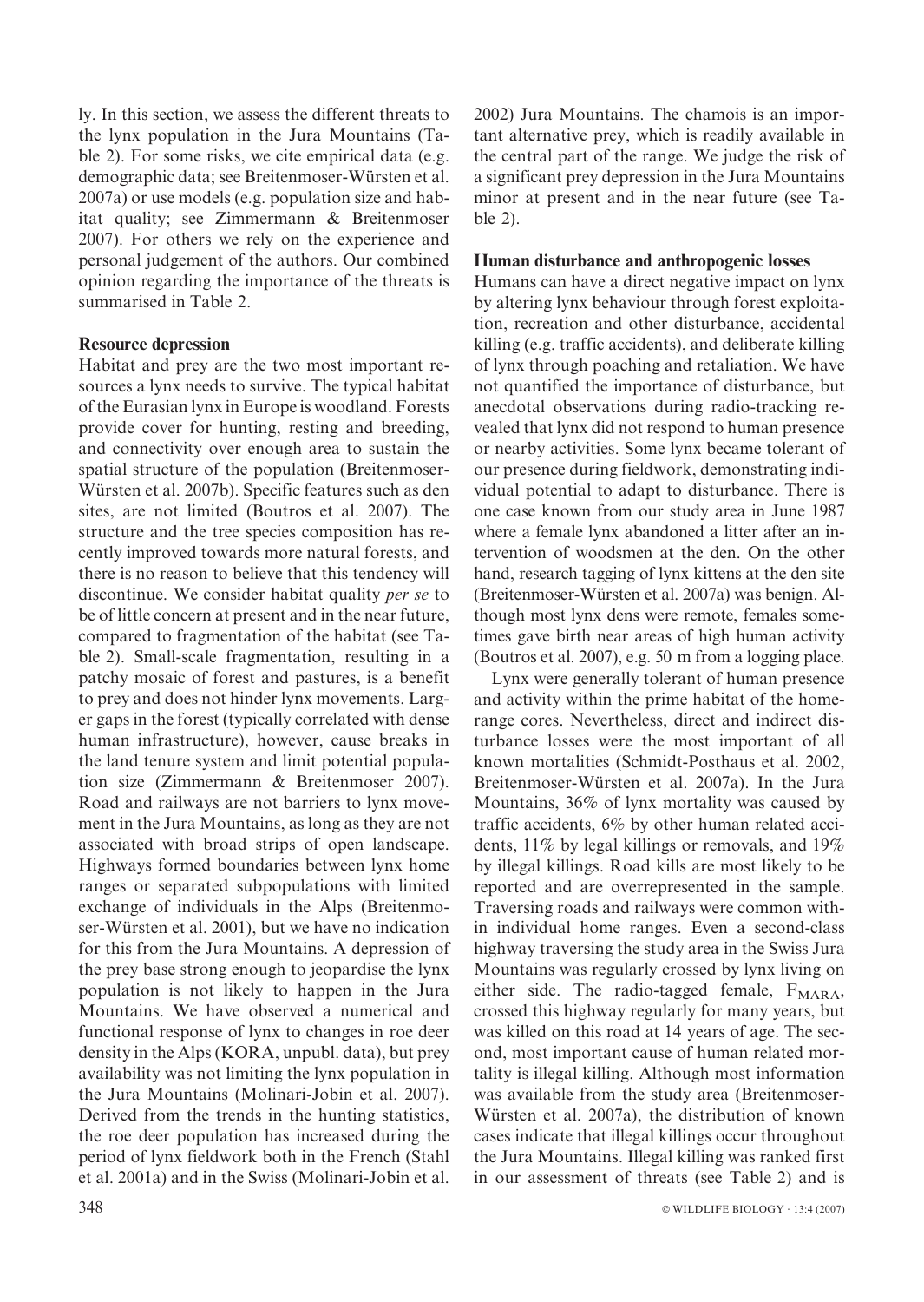ly. In this section, we assess the different threats to the lynx population in the Jura Mountains (Table 2). For some risks, we cite empirical data (e.g. demographic data; see Breitenmoser-Würsten et al. 2007a) or use models (e.g. population size and habitat quality; see Zimmermann & Breitenmoser 2007). For others we rely on the experience and personal judgement of the authors. Our combined opinion regarding the importance of the threats is summarised in Table 2.

### Resource depression

Habitat and prey are the two most important resources a lynx needs to survive. The typical habitat of the Eurasian lynx in Europe is woodland. Forests provide cover for hunting, resting and breeding, and connectivity over enough area to sustain the spatial structure of the population (Breitenmoser-Würsten et al. 2007b). Specific features such as den sites, are not limited (Boutros et al. 2007). The structure and the tree species composition has recently improved towards more natural forests, and there is no reason to believe that this tendency will discontinue. We consider habitat quality *per se* to be of little concern at present and in the near future, compared to fragmentation of the habitat (see Table 2). Small-scale fragmentation, resulting in a patchy mosaic of forest and pastures, is a benefit to prey and does not hinder lynx movements. Larger gaps in the forest (typically correlated with dense human infrastructure), however, cause breaks in the land tenure system and limit potential population size (Zimmermann & Breitenmoser 2007). Road and railways are not barriers to lynx movement in the Jura Mountains, as long as they are not associated with broad strips of open landscape. Highways formed boundaries between lynx home ranges or separated subpopulations with limited exchange of individuals in the Alps (Breitenmoser-Würsten et al. 2001), but we have no indication for this from the Jura Mountains. A depression of the prey base strong enough to jeopardise the lynx population is not likely to happen in the Jura Mountains. We have observed a numerical and functional response of lynx to changes in roe deer density in the Alps (KORA, unpubl. data), but prey availability was not limiting the lynx population in the Jura Mountains (Molinari-Jobin et al. 2007). Derived from the trends in the hunting statistics, the roe deer population has increased during the period of lynx fieldwork both in the French (Stahl et al. 2001a) and in the Swiss (Molinari-Jobin et al. 2002) Jura Mountains. The chamois is an important alternative prey, which is readily available in the central part of the range. We judge the risk of a significant prey depression in the Jura Mountains minor at present and in the near future (see Table 2).

### Human disturbance and anthropogenic losses

Humans can have a direct negative impact on lynx by altering lynx behaviour through forest exploitation, recreation and other disturbance, accidental killing (e.g. traffic accidents), and deliberate killing of lynx through poaching and retaliation. We have not quantified the importance of disturbance, but anecdotal observations during radio-tracking revealed that lynx did not respond to human presence or nearby activities. Some lynx became tolerant of our presence during fieldwork, demonstrating individual potential to adapt to disturbance. There is one case known from our study area in June 1987 where a female lynx abandoned a litter after an intervention of woodsmen at the den. On the other hand, research tagging of lynx kittens at the den site (Breitenmoser-Würsten et al. 2007a) was benign. Although most lynx dens were remote, females sometimes gave birth near areas of high human activity (Boutros et al. 2007), e.g. 50 m from a logging place.

Lynx were generally tolerant of human presence and activity within the prime habitat of the home-range cores. Nevertheless, direct and indirect disturbance losses were the most important of all known mortalities (Schmidt-Posthaus et al. 2002, Breitenmoser-Würsten et al. 2007a). In the Jura Mountains, 36% of lynx mortality was caused by traffic accidents, 6% by other human related accidents, 11% by legal killings or removals, and 19% by illegal killings. Road kills are most likely to be reported and are overrepresented in the sample. Traversing roads and railways were common within individual home ranges. Even a second-class highway traversing the study area in the Swiss Jura Mountains was regularly crossed by lynx living on either side. The radio-tagged female, $F_{MARA}$, crossed this highway regularly for many years, but was killed on this road at 14 years of age. The second, most important cause of human related mortality is illegal killing. Although most information was available from the study area (Breitenmoser-Würsten et al. 2007a), the distribution of known cases indicate that illegal killings occur throughout the Jura Mountains. Illegal killing was ranked first in our assessment of threats (see Table 2) and is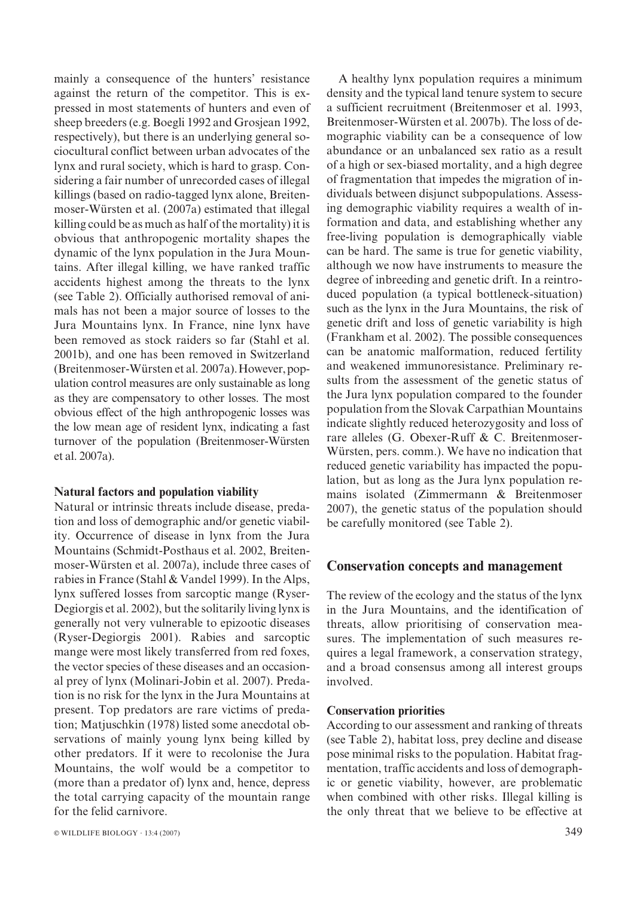mainly a consequence of the hunters' resistance against the return of the competitor. This is expressed in most statements of hunters and even of sheep breeders (e.g. Boegli 1992 and Grosjean 1992, respectively), but there is an underlying general sociocultural conflict between urban advocates of the lynx and rural society, which is hard to grasp. Considering a fair number of unrecorded cases of illegal killings (based on radio-tagged lynx alone, Breitenmoser-Würsten et al. (2007a) estimated that illegal killing could be as much as half of the mortality) it is obvious that anthropogenic mortality shapes the dynamic of the lynx population in the Jura Mountains. After illegal killing, we have ranked traffic accidents highest among the threats to the lynx (see Table 2). Officially authorised removal of animals has not been a major source of losses to the Jura Mountains lynx. In France, nine lynx have been removed as stock raiders so far (Stahl et al. 2001b), and one has been removed in Switzerland (Breitenmoser-Würsten et al. 2007a). However, population control measures are only sustainable as long as they are compensatory to other losses. The most obvious effect of the high anthropogenic losses was the low mean age of resident lynx, indicating a fast turnover of the population (Breitenmoser-Würsten et al. 2007a).

### Natural factors and population viability

Natural or intrinsic threats include disease, predation and loss of demographic and/or genetic viability. Occurrence of disease in lynx from the Jura Mountains (Schmidt-Posthaus et al. 2002, Breitenmoser-Würsten et al. 2007a), include three cases of rabies in France (Stahl & Vandel 1999). In the Alps, lynx suffered losses from sarcoptic mange (Ryser-Degiorgis et al. 2002), but the solitarily living lynx is generally not very vulnerable to epizootic diseases (Ryser-Degiorgis 2001). Rabies and sarcoptic mange were most likely transferred from red foxes, the vector species of these diseases and an occasional prey of lynx (Molinari-Jobin et al. 2007). Predation is no risk for the lynx in the Jura Mountains at present. Top predators are rare victims of predation; Matjuschkin (1978) listed some anecdotal observations of mainly young lynx being killed by other predators. If it were to recolonise the Jura Mountains, the wolf would be a competitor to (more than a predator of) lynx and, hence, depress the total carrying capacity of the mountain range for the felid carnivore.

A healthy lynx population requires a minimum density and the typical land tenure system to secure a sufficient recruitment (Breitenmoser et al. 1993, Breitenmoser-Würsten et al. 2007b). The loss of demographic viability can be a consequence of low abundance or an unbalanced sex ratio as a result of a high or sex-biased mortality, and a high degree of fragmentation that impedes the migration of individuals between disjunct subpopulations. Assessing demographic viability requires a wealth of information and data, and establishing whether any free-living population is demographically viable can be hard. The same is true for genetic viability, although we now have instruments to measure the degree of inbreeding and genetic drift. In a reintroduced population (a typical bottleneck-situation) such as the lynx in the Jura Mountains, the risk of genetic drift and loss of genetic variability is high (Frankham et al. 2002). The possible consequences can be anatomic malformation, reduced fertility and weakened immunoresistance. Preliminary results from the assessment of the genetic status of the Jura lynx population compared to the founder population from the Slovak Carpathian Mountains indicate slightly reduced heterozygosity and loss of rare alleles (G. Obexer-Ruff & C. Breitenmoser-Würsten, pers. comm.). We have no indication that reduced genetic variability has impacted the population, but as long as the Jura lynx population remains isolated (Zimmermann & Breitenmoser 2007), the genetic status of the population should be carefully monitored (see Table 2).

## Conservation concepts and management

The review of the ecology and the status of the lynx in the Jura Mountains, and the identification of threats, allow prioritising of conservation measures. The implementation of such measures requires a legal framework, a conservation strategy, and a broad consensus among all interest groups involved.

### Conservation priorities

According to our assessment and ranking of threats (see Table 2), habitat loss, prey decline and disease pose minimal risks to the population. Habitat fragmentation, traffic accidents and loss of demographic or genetic viability, however, are problematic when combined with other risks. Illegal killing is the only threat that we believe to be effective at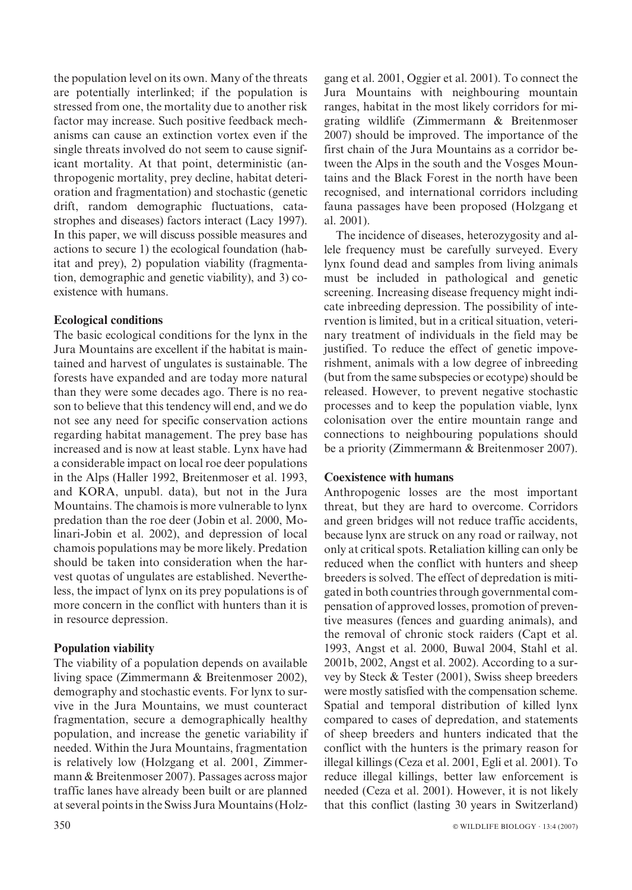the population level on its own. Many of the threats are potentially interlinked; if the population is stressed from one, the mortality due to another risk factor may increase. Such positive feedback mechanisms can cause an extinction vortex even if the single threats involved do not seem to cause significant mortality. At that point, deterministic (anthropogenic mortality, prey decline, habitat deterioration and fragmentation) and stochastic (genetic drift, random demographic fluctuations, catastrophes and diseases) factors interact (Lacy 1997). In this paper, we will discuss possible measures and actions to secure 1) the ecological foundation (habitat and prey), 2) population viability (fragmentation, demographic and genetic viability), and 3) coexistence with humans.

### Ecological conditions

The basic ecological conditions for the lynx in the Jura Mountains are excellent if the habitat is maintained and harvest of ungulates is sustainable. The forests have expanded and are today more natural than they were some decades ago. There is no reason to believe that this tendency will end, and we do not see any need for specific conservation actions regarding habitat management. The prey base has increased and is now at least stable. Lynx have had a considerable impact on local roe deer populations in the Alps (Haller 1992, Breitenmoser et al. 1993, and KORA, unpubl. data), but not in the Jura Mountains. The chamois is more vulnerable to lynx predation than the roe deer (Jobin et al. 2000, Molinari-Jobin et al. 2002), and depression of local chamois populations may be more likely. Predation should be taken into consideration when the harvest quotas of ungulates are established. Nevertheless, the impact of lynx on its prey populations is of more concern in the conflict with hunters than it is in resource depression.

### Population viability

The viability of a population depends on available living space (Zimmermann & Breitenmoser 2002), demography and stochastic events. For lynx to survive in the Jura Mountains, we must counteract fragmentation, secure a demographically healthy population, and increase the genetic variability if needed. Within the Jura Mountains, fragmentation is relatively low (Holzgang et al. 2001, Zimmermann & Breitenmoser 2007). Passages across major traffic lanes have already been built or are planned at several points in the Swiss Jura Mountains (Holzgang et al. 2001, Oggier et al. 2001). To connect the Jura Mountains with neighbouring mountain ranges, habitat in the most likely corridors for migrating wildlife (Zimmermann & Breitenmoser 2007) should be improved. The importance of the first chain of the Jura Mountains as a corridor between the Alps in the south and the Vosges Mountains and the Black Forest in the north have been recognised, and international corridors including fauna passages have been proposed (Holzgang et al. 2001).

The incidence of diseases, heterozygosity and allele frequency must be carefully surveyed. Every lynx found dead and samples from living animals must be included in pathological and genetic screening. Increasing disease frequency might indicate inbreeding depression. The possibility of intervention is limited, but in a critical situation, veterinary treatment of individuals in the field may be justified. To reduce the effect of genetic impoverishment, animals with a low degree of inbreeding (but from the same subspecies or ecotype) should be released. However, to prevent negative stochastic processes and to keep the population viable, lynx colonisation over the entire mountain range and connections to neighbouring populations should be a priority (Zimmermann & Breitenmoser 2007).

### Coexistence with humans

Anthropogenic losses are the most important threat, but they are hard to overcome. Corridors and green bridges will not reduce traffic accidents, because lynx are struck on any road or railway, not only at critical spots. Retaliation killing can only be reduced when the conflict with hunters and sheep breeders is solved. The effect of depredation is mitigated in both countries through governmental compensation of approved losses, promotion of preventive measures (fences and guarding animals), and the removal of chronic stock raiders (Capt et al. 1993, Angst et al. 2000, Buwal 2004, Stahl et al. 2001b, 2002, Angst et al. 2002). According to a survey by Steck & Tester (2001), Swiss sheep breeders were mostly satisfied with the compensation scheme. Spatial and temporal distribution of killed lynx compared to cases of depredation, and statements of sheep breeders and hunters indicated that the conflict with the hunters is the primary reason for illegal killings (Ceza et al. 2001, Egli et al. 2001). To reduce illegal killings, better law enforcement is needed (Ceza et al. 2001). However, it is not likely that this conflict (lasting 30 years in Switzerland)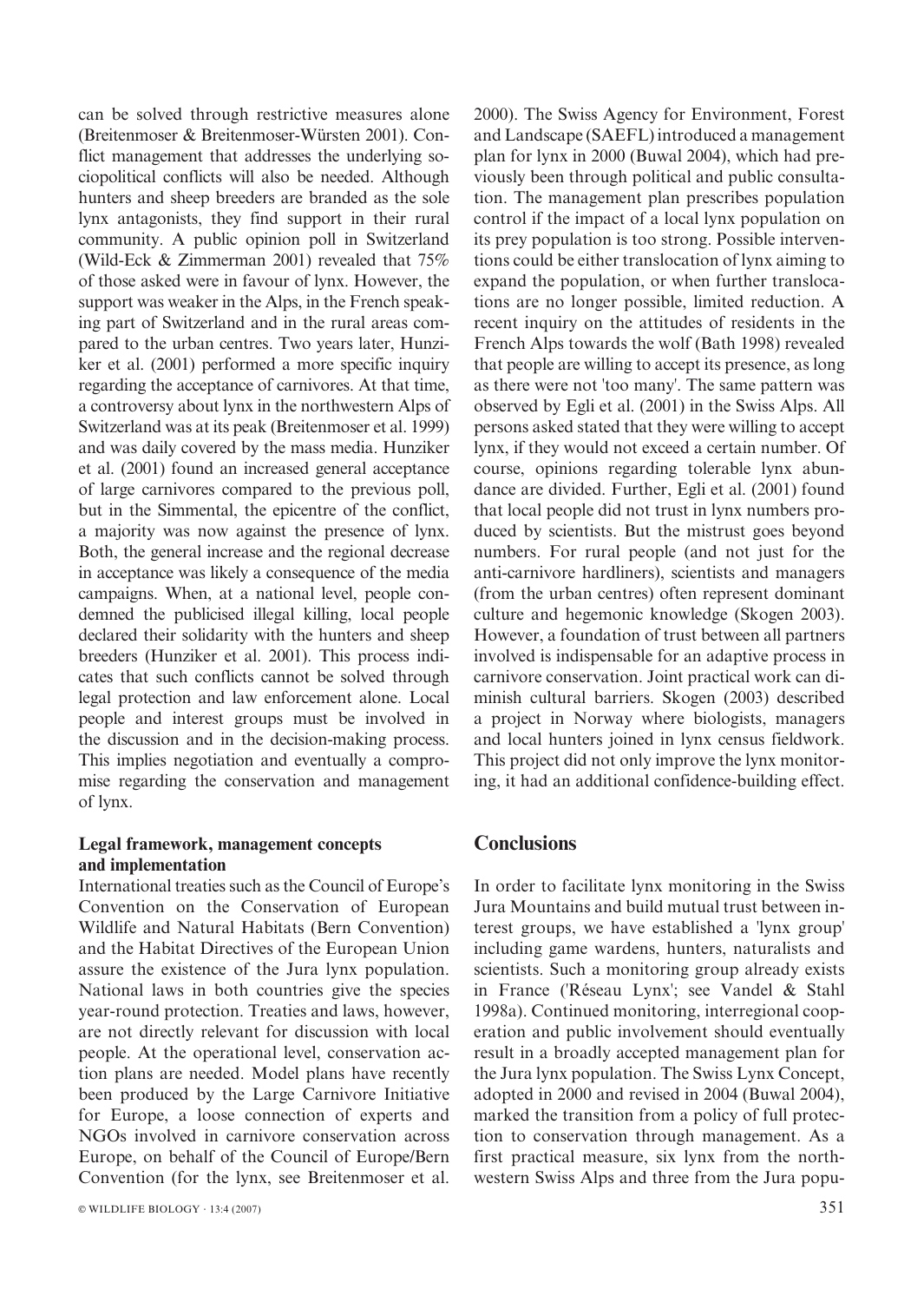can be solved through restrictive measures alone (Breitenmoser & Breitenmoser-Würsten 2001). Conflict management that addresses the underlying sociopolitical conflicts will also be needed. Although hunters and sheep breeders are branded as the sole lynx antagonists, they find support in their rural community. A public opinion poll in Switzerland (Wild-Eck & Zimmerman 2001) revealed that 75% of those asked were in favour of lynx. However, the support was weaker in the Alps, in the French speaking part of Switzerland and in the rural areas compared to the urban centres. Two years later, Hunziker et al. (2001) performed a more specific inquiry regarding the acceptance of carnivores. At that time, a controversy about lynx in the northwestern Alps of Switzerland was at its peak (Breitenmoser et al. 1999) and was daily covered by the mass media. Hunziker et al. (2001) found an increased general acceptance of large carnivores compared to the previous poll, but in the Simmental, the epicentre of the conflict, a majority was now against the presence of lynx. Both, the general increase and the regional decrease in acceptance was likely a consequence of the media campaigns. When, at a national level, people condemned the publicised illegal killing, local people declared their solidarity with the hunters and sheep breeders (Hunziker et al. 2001). This process indicates that such conflicts cannot be solved through legal protection and law enforcement alone. Local people and interest groups must be involved in the discussion and in the decision-making process. This implies negotiation and eventually a compromise regarding the conservation and management of lynx.

### Legal framework, management concepts and implementation

International treaties such as the Council of Europe's Convention on the Conservation of European Wildlife and Natural Habitats (Bern Convention) and the Habitat Directives of the European Union assure the existence of the Jura lynx population. National laws in both countries give the species year-round protection. Treaties and laws, however, are not directly relevant for discussion with local people. At the operational level, conservation action plans are needed. Model plans have recently been produced by the Large Carnivore Initiative for Europe, a loose connection of experts and NGOs involved in carnivore conservation across Europe, on behalf of the Council of Europe/Bern Convention (for the lynx, see Breitenmoser et al. 2000). The Swiss Agency for Environment, Forest and Landscape (SAEFL) introduced a management plan for lynx in 2000 (Buwal 2004), which had previously been through political and public consultation. The management plan prescribes population control if the impact of a local lynx population on its prey population is too strong. Possible interventions could be either translocation of lynx aiming to expand the population, or when further translocations are no longer possible, limited reduction. A recent inquiry on the attitudes of residents in the French Alps towards the wolf (Bath 1998) revealed that people are willing to accept its presence, as long as there were not 'too many'. The same pattern was observed by Egli et al. (2001) in the Swiss Alps. All persons asked stated that they were willing to accept lynx, if they would not exceed a certain number. Of course, opinions regarding tolerable lynx abundance are divided. Further, Egli et al. (2001) found that local people did not trust in lynx numbers produced by scientists. But the mistrust goes beyond numbers. For rural people (and not just for the anti-carnivore hardliners), scientists and managers (from the urban centres) often represent dominant culture and hegemonic knowledge (Skogen 2003). However, a foundation of trust between all partners involved is indispensable for an adaptive process in carnivore conservation. Joint practical work can diminish cultural barriers. Skogen (2003) described a project in Norway where biologists, managers and local hunters joined in lynx census fieldwork. This project did not only improve the lynx monitoring, it had an additional confidence-building effect.

## Conclusions

In order to facilitate lynx monitoring in the Swiss Jura Mountains and build mutual trust between interest groups, we have established a 'lynx group' including game wardens, hunters, naturalists and scientists. Such a monitoring group already exists in France ('Réseau Lynx'; see Vandel & Stahl 1998a). Continued monitoring, interregional cooperation and public involvement should eventually result in a broadly accepted management plan for the Jura lynx population. The Swiss Lynx Concept, adopted in 2000 and revised in 2004 (Buwal 2004), marked the transition from a policy of full protection to conservation through management. As a first practical measure, six lynx from the northwestern Swiss Alps and three from the Jura popu-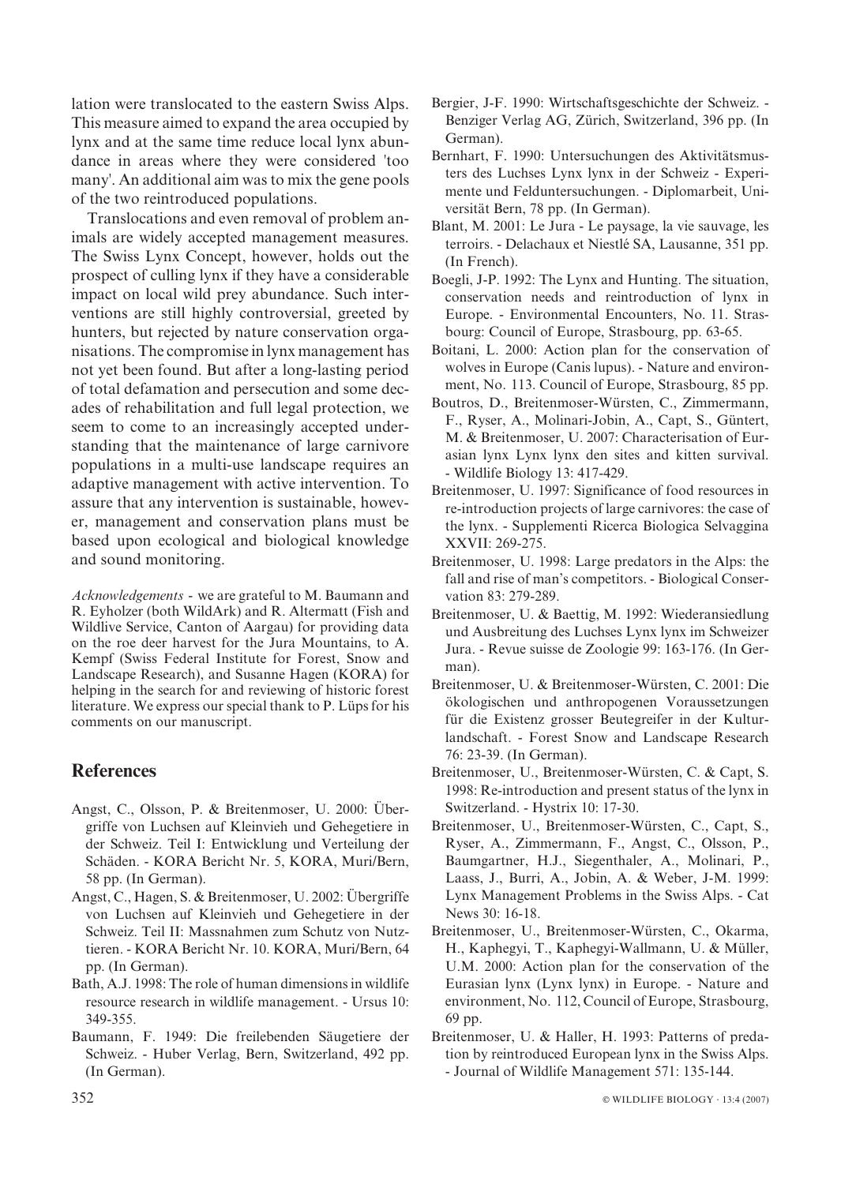lation were translocated to the eastern Swiss Alps. This measure aimed to expand the area occupied by lynx and at the same time reduce local lynx abundance in areas where they were considered 'too many'. An additional aim was to mix the gene pools of the two reintroduced populations.

Translocations and even removal of problem animals are widely accepted management measures. The Swiss Lynx Concept, however, holds out the prospect of culling lynx if they have a considerable impact on local wild prey abundance. Such interventions are still highly controversial, greeted by hunters, but rejected by nature conservation organisations. The compromise in lynx management has not yet been found. But after a long-lasting period of total defamation and persecution and some decades of rehabilitation and full legal protection, we seem to come to an increasingly accepted understanding that the maintenance of large carnivore populations in a multi-use landscape requires an adaptive management with active intervention. To assure that any intervention is sustainable, however, management and conservation plans must be based upon ecological and biological knowledge and sound monitoring.

*Acknowledgements* - we are grateful to M. Baumann and R. Eyholzer (both WildArk) and R. Altermatt (Fish and Wildlive Service, Canton of Aargau) for providing data on the roe deer harvest for the Jura Mountains, to A. Kempf (Swiss Federal Institute for Forest, Snow and Landscape Research), and Susanne Hagen (KORA) for helping in the search for and reviewing of historic forest literature. We express our special thank to P. Lüps for his comments on our manuscript.

## References

- Angst, C., Olsson, P. & Breitenmoser, U. 2000: Übergriffe von Luchsen auf Kleinvieh und Gehegetiere in der Schweiz. Teil I: Entwicklung und Verteilung der Schäden. - KORA Bericht Nr. 5, KORA, Muri/Bern, 58 pp. (In German).
- Angst, C., Hagen, S. & Breitenmoser, U. 2002: Übergriffe von Luchsen auf Kleinvieh und Gehegetiere in der Schweiz. Teil II: Massnahmen zum Schutz von Nutztieren. - KORA Bericht Nr. 10. KORA, Muri/Bern, 64 pp. (In German).
- Bath, A.J. 1998: The role of human dimensions in wildlife resource research in wildlife management. - Ursus 10: 349-355.
- Baumann, F. 1949: Die freilebenden Säugetiere der Schweiz. - Huber Verlag, Bern, Switzerland, 492 pp. (In German).
- Bergier, J-F. 1990: Wirtschaftsgeschichte der Schweiz. - Benziger Verlag AG, Zürich, Switzerland, 396 pp. (In German).
- Bernhart, F. 1990: Untersuchungen des Aktivitätsmusters des Luchses Lynx lynx in der Schweiz - Experimente und Felduntersuchungen. - Diplomarbeit, Universität Bern, 78 pp. (In German).
- Blant, M. 2001: Le Jura - Le paysage, la vie sauvage, les terroirs. - Delachaux et Niestlé SA, Lausanne, 351 pp. (In French).
- Boegli, J-P. 1992: The Lynx and Hunting. The situation, conservation needs and reintroduction of lynx in Europe. - Environmental Encounters, No. 11. Strasbourg: Council of Europe, Strasbourg, pp. 63-65.
- Boitani, L. 2000: Action plan for the conservation of wolves in Europe (Canis lupus). - Nature and environment, No. 113. Council of Europe, Strasbourg, 85 pp.
- Boutros, D., Breitenmoser-Würsten, C., Zimmermann, F., Ryser, A., Molinari-Jobin, A., Capt, S., Güntert, M. & Breitenmoser, U. 2007: Characterisation of Eurasian lynx Lynx lynx den sites and kitten survival. - Wildlife Biology 13: 417-429.
- Breitenmoser, U. 1997: Significance of food resources in re-introduction projects of large carnivores: the case of the lynx. - Supplementi Ricerca Biologica Selvaggina XXVII: 269-275.
- Breitenmoser, U. 1998: Large predators in the Alps: the fall and rise of man's competitors. - Biological Conservation 83: 279-289.
- Breitenmoser, U. & Baettig, M. 1992: Wiederansiedlung und Ausbreitung des Luchses Lynx lynx im Schweizer Jura. - Revue suisse de Zoologie 99: 163-176. (In German).
- Breitenmoser, U. & Breitenmoser-Würsten, C. 2001: Die ökologischen und anthropogenen Voraussetzungen für die Existenz grosser Beutegreifer in der Kulturlandschaft. - Forest Snow and Landscape Research 76: 23-39. (In German).
- Breitenmoser, U., Breitenmoser-Würsten, C. & Capt, S. 1998: Re-introduction and present status of the lynx in Switzerland. - Hystrix 10: 17-30.
- Breitenmoser, U., Breitenmoser-Würsten, C., Capt, S., Ryser, A., Zimmermann, F., Angst, C., Olsson, P., Baumgartner, H.J., Siegenthaler, A., Molinari, P., Laass, J., Burri, A., Jobin, A. & Weber, J-M. 1999: Lynx Management Problems in the Swiss Alps. - Cat News 30: 16-18.
- Breitenmoser, U., Breitenmoser-Würsten, C., Okarma, H., Kaphegyi, T., Kaphegyi-Wallmann, U. & Müller, U.M. 2000: Action plan for the conservation of the Eurasian lynx (Lynx lynx) in Europe. - Nature and environment, No. 112, Council of Europe, Strasbourg, 69 pp.
- Breitenmoser, U. & Haller, H. 1993: Patterns of predation by reintroduced European lynx in the Swiss Alps. - Journal of Wildlife Management 571: 135-144.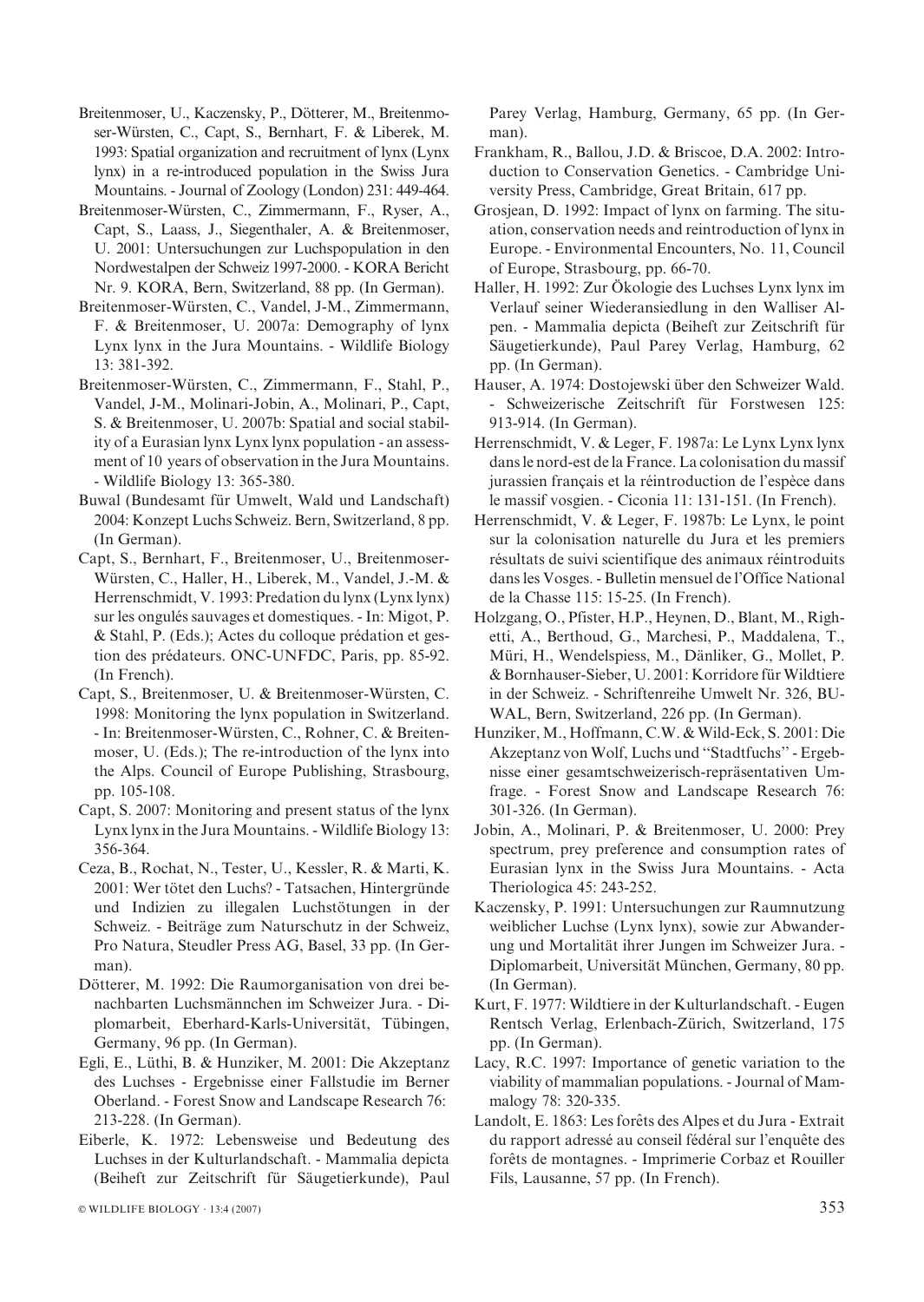Breitenmoser, U., Kaczensky, P., Dötterer, M., Breitenmoser-Würsten, C., Capt, S., Bernhart, F. & Liberek, M. 1993: Spatial organization and recruitment of lynx (Lynx lynx) in a re-introduced population in the Swiss Jura Mountains. - Journal of Zoology (London) 231: 449-464.

Breitenmoser-Würsten, C., Zimmermann, F., Ryser, A., Capt, S., Laass, J., Siegenthaler, A. & Breitenmoser, U. 2001: Untersuchungen zur Luchspopulation in den Nordwestalpen der Schweiz 1997-2000. - KORA Bericht Nr. 9. KORA, Bern, Switzerland, 88 pp. (In German).

Breitenmoser-Würsten, C., Vandel, J-M., Zimmermann, F. & Breitenmoser, U. 2007a: Demography of lynx Lynx lynx in the Jura Mountains. - Wildlife Biology 13: 381-392.

Breitenmoser-Würsten, C., Zimmermann, F., Stahl, P., Vandel, J-M., Molinari-Jobin, A., Molinari, P., Capt, S. & Breitenmoser, U. 2007b: Spatial and social stability of a Eurasian lynx Lynx lynx population - an assessment of 10 years of observation in the Jura Mountains. - Wildlife Biology 13: 365-380.

Buwal (Bundesamt für Umwelt, Wald und Landschaft) 2004: Konzept Luchs Schweiz. Bern, Switzerland, 8 pp. (In German).

Capt, S., Bernhart, F., Breitenmoser, U., Breitenmoser-Würsten, C., Haller, H., Liberek, M., Vandel, J.-M. & Herrenschmidt, V. 1993: Predation du lynx (Lynx lynx) sur les ongulés sauvages et domestiques. - In: Migot, P. & Stahl, P. (Eds.); Actes du colloque prédation et gestion des prédateurs. ONC-UNFDC, Paris, pp. 85-92. (In French).

Capt, S., Breitenmoser, U. & Breitenmoser-Würsten, C. 1998: Monitoring the lynx population in Switzerland. - In: Breitenmoser-Würsten, C., Rohner, C. & Breitenmoser, U. (Eds.); The re-introduction of the lynx into the Alps. Council of Europe Publishing, Strasbourg, pp. 105-108.

Capt, S. 2007: Monitoring and present status of the lynx Lynx lynx in the Jura Mountains. - Wildlife Biology 13: 356-364.

Ceza, B., Rochat, N., Tester, U., Kessler, R. & Marti, K. 2001: Wer tötet den Luchs? - Tatsachen, Hintergründe und Indizien zu illegalen Luchstötungen in der Schweiz. - Beiträge zum Naturschutz in der Schweiz, Pro Natura, Steudler Press AG, Basel, 33 pp. (In German).

Dötterer, M. 1992: Die Raumorganisation von drei benachbarten Luchsmännchen im Schweizer Jura. - Diplomarbeit, Eberhard-Karls-Universität, Tübingen, Germany, 96 pp. (In German).

Egli, E., Lüthi, B. & Hunziker, M. 2001: Die Akzeptanz des Luchses - Ergebnisse einer Fallstudie im Berner Oberland. - Forest Snow and Landscape Research 76: 213-228. (In German).

Eiberle, K. 1972: Lebensweise und Bedeutung des Luchses in der Kulturlandschaft. - Mammalia depicta (Beiheft zur Zeitschrift für Säugetierkunde), Paul Parey Verlag, Hamburg, Germany, 65 pp. (In German).

Frankham, R., Ballou, J.D. & Briscoe, D.A. 2002: Introduction to Conservation Genetics. - Cambridge University Press, Cambridge, Great Britain, 617 pp.

Grosjean, D. 1992: Impact of lynx on farming. The situation, conservation needs and reintroduction of lynx in Europe. - Environmental Encounters, No. 11, Council of Europe, Strasbourg, pp. 66-70.

Haller, H. 1992: Zur Ökologie des Luchses Lynx lynx im Verlauf seiner Wiederansiedlung in den Walliser Alpen. - Mammalia depicta (Beiheft zur Zeitschrift für Säugetierkunde), Paul Parey Verlag, Hamburg, 62 pp. (In German).

Hauser, A. 1974: Dostojewski über den Schweizer Wald. - Schweizerische Zeitschrift für Forstwesen 125: 913-914. (In German).

Herrenschmidt, V. & Leger, F. 1987a: Le Lynx Lynx lynx dans le nord-est de la France. La colonisation du massif jurassien français et la réintroduction de l'espèce dans le massif vosgien. - Ciconia 11: 131-151. (In French).

Herrenschmidt, V. & Leger, F. 1987b: Le Lynx, le point sur la colonisation naturelle du Jura et les premiers résultats de suivi scientifique des animaux réintroduits dans les Vosges. - Bulletin mensuel de l'Office National de la Chasse 115: 15-25. (In French).

Holzgang, O., Pfister, H.P., Heynen, D., Blant, M., Righetti, A., Berthoud, G., Marchesi, P., Maddalena, T., Müri, H., Wendelspiess, M., Dänliker, G., Mollet, P. & Bornhauser-Sieber, U. 2001: Korridore für Wildtiere in der Schweiz. - Schriftenreihe Umwelt Nr. 326, BUWAL, Bern, Switzerland, 226 pp. (In German).

Hunziker, M., Hoffmann, C.W. & Wild-Eck, S. 2001: Die Akzeptanz von Wolf, Luchs und "Stadtfuchs" - Ergebnisse einer gesamtschweizerisch-repräsentativen Umfrage. - Forest Snow and Landscape Research 76: 301-326. (In German).

Jobin, A., Molinari, P. & Breitenmoser, U. 2000: Prey spectrum, prey preference and consumption rates of Eurasian lynx in the Swiss Jura Mountains. - Acta Theriologica 45: 243-252.

Kaczensky, P. 1991: Untersuchungen zur Raumnutzung weiblicher Luchse (Lynx lynx), sowie zur Abwanderung und Mortalität ihrer Jungen im Schweizer Jura. - Diplomarbeit, Universität München, Germany, 80 pp. (In German).

Kurt, F. 1977: Wildtiere in der Kulturlandschaft. - Eugen Rentsch Verlag, Erlenbach-Zürich, Switzerland, 175 pp. (In German).

Lacy, R.C. 1997: Importance of genetic variation to the viability of mammalian populations. - Journal of Mammalogy 78: 320-335.

Landolt, E. 1863: Les forêts des Alpes et du Jura - Extrait du rapport adressé au conseil fédéral sur l'enquête des forêts de montagnes. - Imprimerie Corbaz et Rouiller Fils, Lausanne, 57 pp. (In French).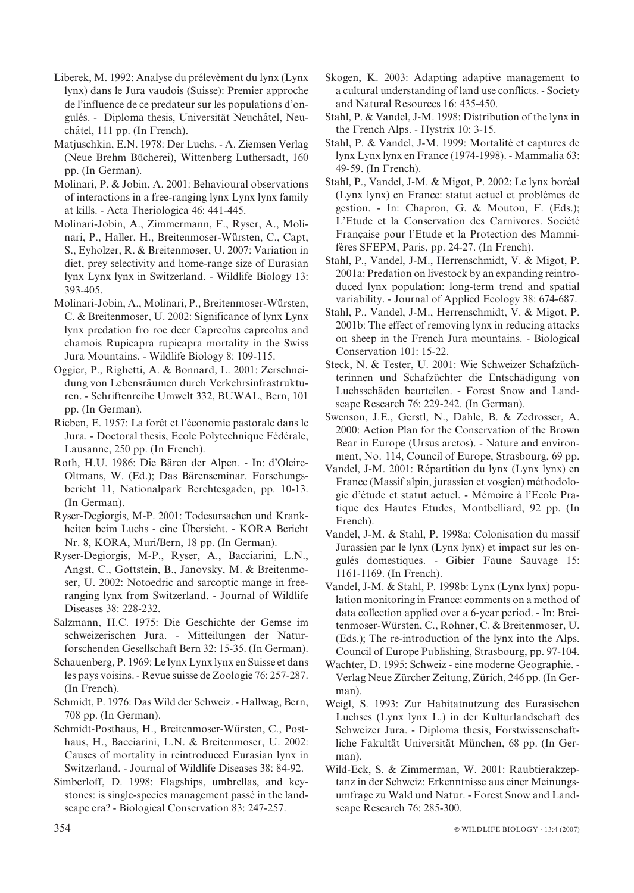Liberek, M. 1992: Analyse du prélevèment du lynx (Lynx lynx) dans le Jura vaudois (Suisse): Premier approche de l'influence de ce predateur sur les populations d'ongulés. - Diploma thesis, Universität Neuchâtel, Neuchâtel, 111 pp. (In French).

Matjuschkin, E.N. 1978: Der Luchs. - A. Ziemsen Verlag (Neue Brehm Bücherei), Wittenberg Luthersadt, 160 pp. (In German).

Molinari, P. & Jobin, A. 2001: Behavioural observations of interactions in a free-ranging lynx Lynx lynx family at kills. - Acta Theriologica 46: 441-445.

Molinari-Jobin, A., Zimmermann, F., Ryser, A., Molinari, P., Haller, H., Breitenmoser-Würsten, C., Capt, S., Eyholzer, R. & Breitenmoser, U. 2007: Variation in diet, prey selectivity and home-range size of Eurasian lynx Lynx lynx in Switzerland. - Wildlife Biology 13: 393-405.

Molinari-Jobin, A., Molinari, P., Breitenmoser-Würsten, C. & Breitenmoser, U. 2002: Significance of lynx Lynx lynx predation fro roe deer Capreolus capreolus and chamois Rupicapra rupicapra mortality in the Swiss Jura Mountains. - Wildlife Biology 8: 109-115.

Oggier, P., Righetti, A. & Bonnard, L. 2001: Zerschneidung von Lebensräumen durch Verkehrsinfrastrukturen. - Schriftenreihe Umwelt 332, BUWAL, Bern, 101 pp. (In German).

Rieben, E. 1957: La forêt et l'économie pastorale dans le Jura. - Doctoral thesis, Ecole Polytechnique Fédérale, Lausanne, 250 pp. (In French).

Roth, H.U. 1986: Die Bären der Alpen. - In: d'Oleire-Oltmans, W. (Ed.); Das Bärenseminar. Forschungsbericht 11, Nationalpark Berchtesgaden, pp. 10-13. (In German).

Ryser-Degiorgis, M-P. 2001: Todesursachen und Krankheiten beim Luchs - eine Übersicht. - KORA Bericht Nr. 8, KORA, Muri/Bern, 18 pp. (In German).

Ryser-Degiorgis, M-P., Ryser, A., Bacciarini, L.N., Angst, C., Gottstein, B., Janovsky, M. & Breitenmoser, U. 2002: Notoedric and sarcoptic mange in free-ranging lynx from Switzerland. - Journal of Wildlife Diseases 38: 228-232.

Salzmann, H.C. 1975: Die Geschichte der Gemse im schweizerischen Jura. - Mitteilungen der Naturforschenden Gesellschaft Bern 32: 15-35. (In German).

Schauenberg, P. 1969: Le lynx Lynx lynx en Suisse et dans les pays voisins. - Revue suisse de Zoologie 76: 257-287. (In French).

Schmidt, P. 1976: Das Wild der Schweiz. - Hallwag, Bern, 708 pp. (In German).

Schmidt-Posthaus, H., Breitenmoser-Würsten, C., Posthaus, H., Bacciarini, L.N. & Breitenmoser, U. 2002: Causes of mortality in reintroduced Eurasian lynx in Switzerland. - Journal of Wildlife Diseases 38: 84-92.

Simberloff, D. 1998: Flagships, umbrellas, and keystones: is single-species management passé in the landscape era? - Biological Conservation 83: 247-257.

Skogen, K. 2003: Adapting adaptive management to a cultural understanding of land use conflicts. - Society and Natural Resources 16: 435-450.

Stahl, P. & Vandel, J-M. 1998: Distribution of the lynx in the French Alps. - Hystrix 10: 3-15.

Stahl, P. & Vandel, J-M. 1999: Mortalité et captures de lynx Lynx lynx en France (1974-1998). - Mammalia 63: 49-59. (In French).

Stahl, P., Vandel, J-M. & Migot, P. 2002: Le lynx boréal (Lynx lynx) en France: statut actuel et problèmes de gestion. - In: Chapron, G. & Moutou, F. (Eds.); L'Etude et la Conservation des Carnivores. Société Française pour l'Etude et la Protection des Mammifères SFEPM, Paris, pp. 24-27. (In French).

Stahl, P., Vandel, J-M., Herrenschmidt, V. & Migot, P. 2001a: Predation on livestock by an expanding reintroduced lynx population: long-term trend and spatial variability. - Journal of Applied Ecology 38: 674-687.

Stahl, P., Vandel, J-M., Herrenschmidt, V. & Migot, P. 2001b: The effect of removing lynx in reducing attacks on sheep in the French Jura mountains. - Biological Conservation 101: 15-22.

Steck, N. & Tester, U. 2001: Wie Schweizer Schafzüchterinnen und Schafzüchter die Entschädigung von Luchsschäden beurteilen. - Forest Snow and Landscape Research 76: 229-242. (In German).

Swenson, J.E., Gerstl, N., Dahle, B. & Zedrosser, A. 2000: Action Plan for the Conservation of the Brown Bear in Europe (Ursus arctos). - Nature and environment, No. 114, Council of Europe, Strasbourg, 69 pp.

Vandel, J-M. 2001: Répartition du lynx (Lynx lynx) en France (Massif alpin, jurassien et vosgien) méthodologie d'étude et statut actuel. - Mémoire à l'Ecole Pratique des Hautes Etudes, Montbelliard, 92 pp. (In French).

Vandel, J-M. & Stahl, P. 1998a: Colonisation du massif Jurassien par le lynx (Lynx lynx) et impact sur les ongulés domestiques. - Gibier Faune Sauvage 15: 1161-1169. (In French).

Vandel, J-M. & Stahl, P. 1998b: Lynx (Lynx lynx) population monitoring in France: comments on a method of data collection applied over a 6-year period. - In: Breitenmoser-Würsten, C., Rohner, C. & Breitenmoser, U. (Eds.); The re-introduction of the lynx into the Alps. Council of Europe Publishing, Strasbourg, pp. 97-104.

Wachter, D. 1995: Schweiz - eine moderne Geographie. - Verlag Neue Zürcher Zeitung, Zürich, 246 pp. (In German).

Weigl, S. 1993: Zur Habitatnutzung des Eurasischen Luchses (Lynx lynx L.) in der Kulturlandschaft des Schweizer Jura. - Diploma thesis, Forstwissenschaftliche Fakultät Universität München, 68 pp. (In German).

Wild-Eck, S. & Zimmerman, W. 2001: Raubtierakzeptanz in der Schweiz: Erkenntnisse aus einer Meinungsumfrage zu Wald und Natur. - Forest Snow and Landscape Research 76: 285-300.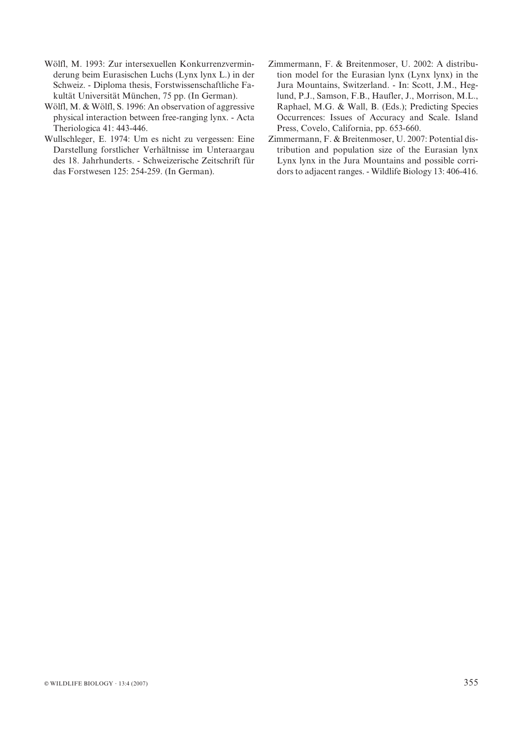Wölfl, M. 1993: Zur intersexuellen Konkurrenzverminderung beim Eurasischen Luchs (Lynx lynx L.) in der Schweiz. - Diploma thesis, Forstwissenschaftliche Fakultät Universität München, 75 pp. (In German).

Wölfl, M. & Wölfl, S. 1996: An observation of aggressive physical interaction between free-ranging lynx. - Acta Theriologica 41: 443-446.

Wullschleger, E. 1974: Um es nicht zu vergessen: Eine Darstellung forstlicher Verhältnisse im Unteraargau des 18. Jahrhunderts. - Schweizerische Zeitschrift für das Forstwesen 125: 254-259. (In German).

Zimmermann, F. & Breitenmoser, U. 2002: A distribution model for the Eurasian lynx (Lynx lynx) in the Jura Mountains, Switzerland. - In: Scott, J.M., Heglund, P.J., Samson, F.B., Haufler, J., Morrison, M.L., Raphael, M.G. & Wall, B. (Eds.); Predicting Species Occurrences: Issues of Accuracy and Scale. Island Press, Covelo, California, pp. 653-660.

Zimmermann, F. & Breitenmoser, U. 2007: Potential distribution and population size of the Eurasian lynx Lynx lynx in the Jura Mountains and possible corridors to adjacent ranges. - Wildlife Biology 13: 406-416.